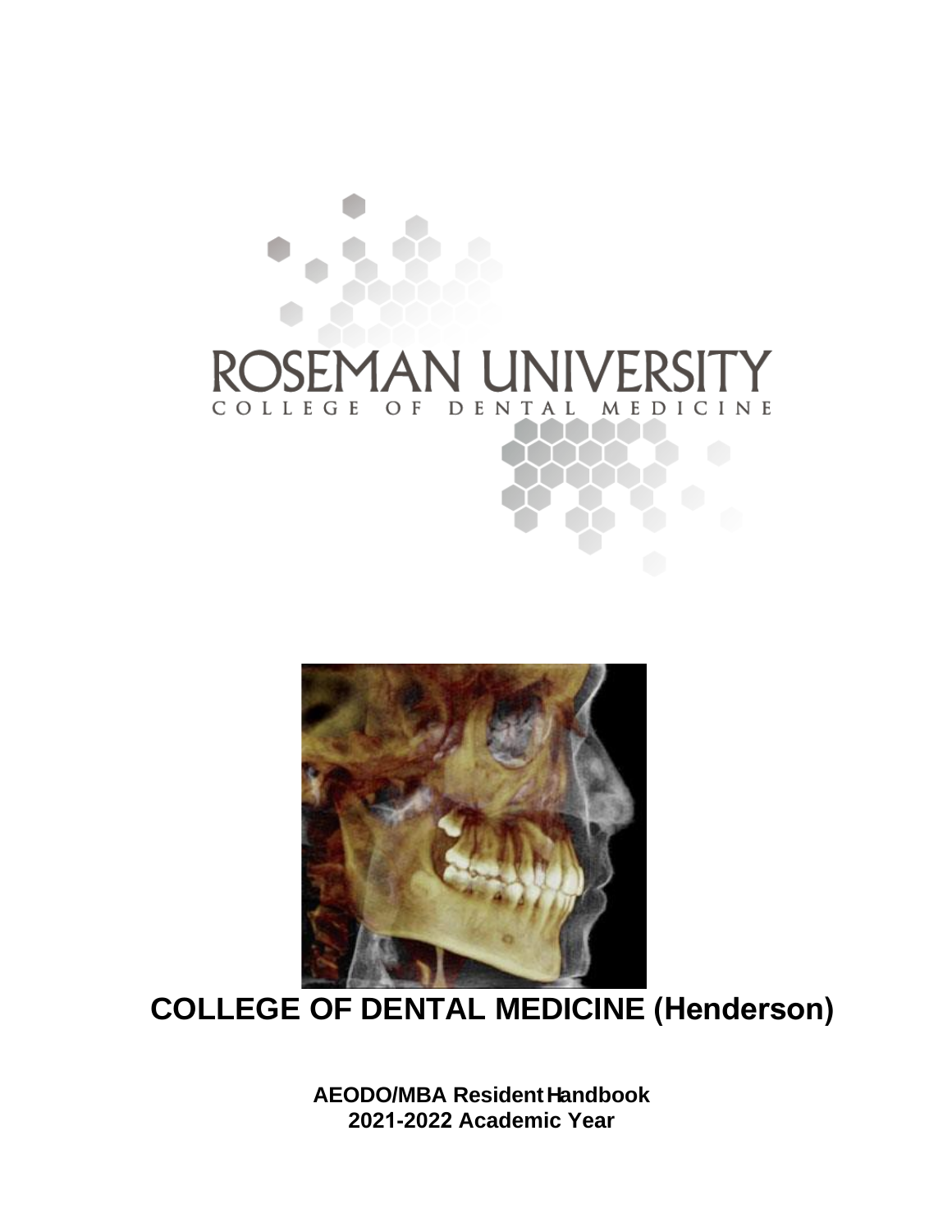ROSEMAN UNIVERSITY

COLLEGE OF DENTAL MEDICINE

# COLLEGE OF DENTAL MEDICINE (Henderson)

**AEODO/MBA Resident Handbook**
**2021-2022 Academic Year**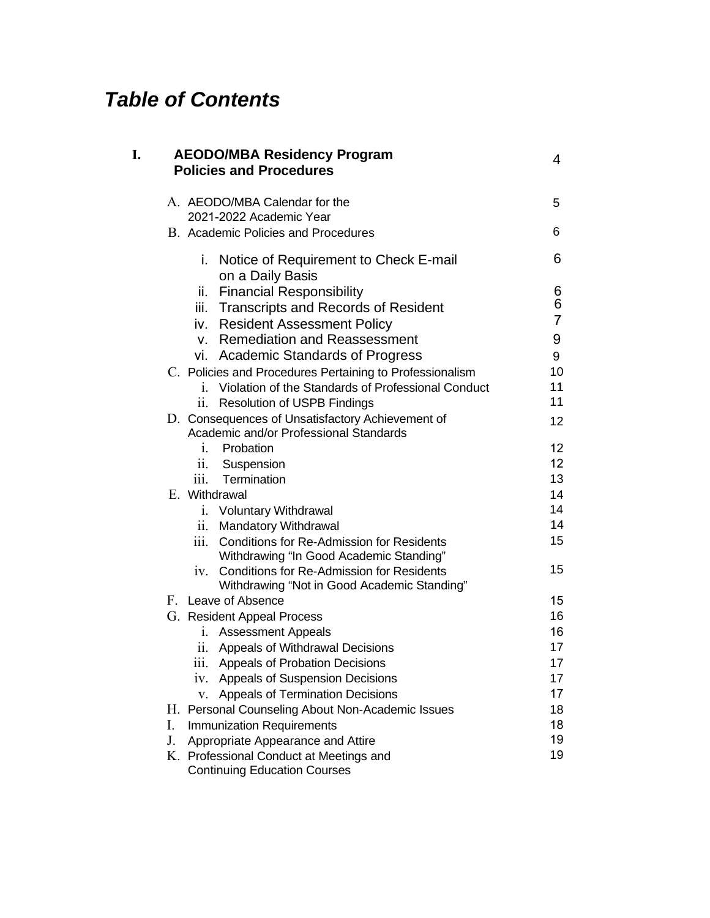# *Table of Contents*

| | | |
|---|---|---|
| **I.** | **AEODO/MBA Residency Program Policies and Procedures** | 4 |
| | A. AEODO/MBA Calendar for the 2021-2022 Academic Year | 5 |
| | B. Academic Policies and Procedures | 6 |
| | i. Notice of Requirement to Check E-mail on a Daily Basis | 6 |
| | ii. Financial Responsibility | 6 |
| | iii. Transcripts and Records of Resident | 6 |
| | iv. Resident Assessment Policy | 7 |
| | v. Remediation and Reassessment | 9 |
| | vi. Academic Standards of Progress | 9 |
| | C. Policies and Procedures Pertaining to Professionalism | 10 |
| | i. Violation of the Standards of Professional Conduct | 11 |
| | ii. Resolution of USPB Findings | 11 |
| | D. Consequences of Unsatisfactory Achievement of Academic and/or Professional Standards | 12 |
| | i. Probation | 12 |
| | ii. Suspension | 12 |
| | iii. Termination | 13 |
| | E. Withdrawal | 14 |
| | i. Voluntary Withdrawal | 14 |
| | ii. Mandatory Withdrawal | 14 |
| | iii. Conditions for Re-Admission for Residents Withdrawing "In Good Academic Standing" | 15 |
| | iv. Conditions for Re-Admission for Residents Withdrawing "Not in Good Academic Standing" | 15 |
| | F. Leave of Absence | 15 |
| | G. Resident Appeal Process | 16 |
| | i. Assessment Appeals | 16 |
| | ii. Appeals of Withdrawal Decisions | 17 |
| | iii. Appeals of Probation Decisions | 17 |
| | iv. Appeals of Suspension Decisions | 17 |
| | v. Appeals of Termination Decisions | 17 |
| | H. Personal Counseling About Non-Academic Issues | 18 |
| | I. Immunization Requirements | 18 |
| | J. Appropriate Appearance and Attire | 19 |
| | K. Professional Conduct at Meetings and Continuing Education Courses | 19 |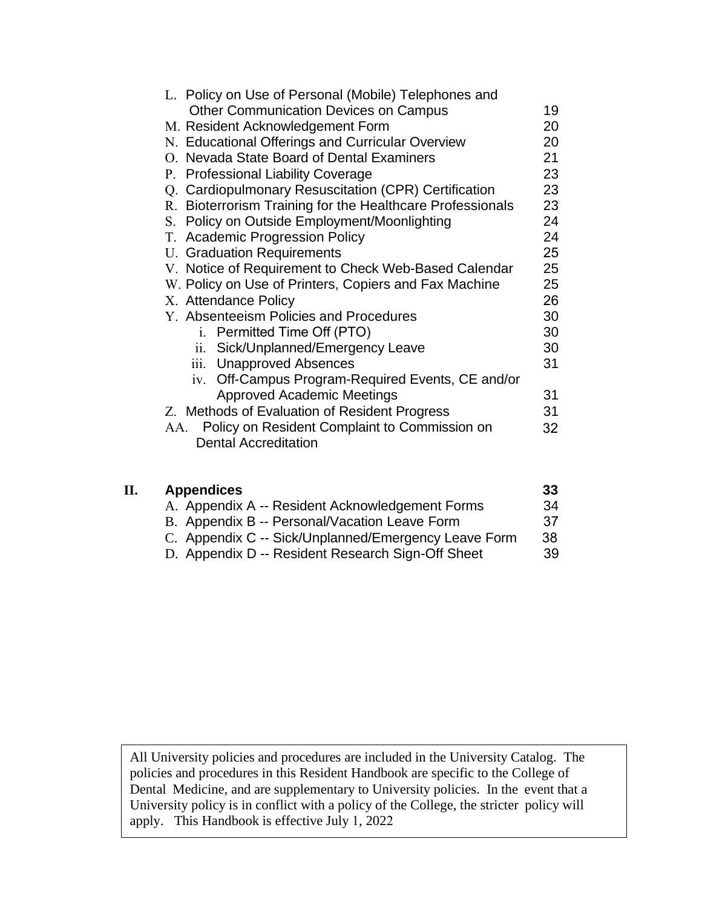L. Policy on Use of Personal (Mobile) Telephones and Other Communication Devices on Campus 19
M. Resident Acknowledgement Form 20
N. Educational Offerings and Curricular Overview 20
O. Nevada State Board of Dental Examiners 21
P. Professional Liability Coverage 23
Q. Cardiopulmonary Resuscitation (CPR) Certification 23
R. Bioterrorism Training for the Healthcare Professionals 23
S. Policy on Outside Employment/Moonlighting 24
T. Academic Progression Policy 24
U. Graduation Requirements 25
V. Notice of Requirement to Check Web-Based Calendar 25
W. Policy on Use of Printers, Copiers and Fax Machine 25
X. Attendance Policy 26
Y. Absenteeism Policies and Procedures 30
   i. Permitted Time Off (PTO) 30
   ii. Sick/Unplanned/Emergency Leave 30
   iii. Unapproved Absences 31
   iv. Off-Campus Program-Required Events, CE and/or Approved Academic Meetings 31
Z. Methods of Evaluation of Resident Progress 31
AA. Policy on Resident Complaint to Commission on Dental Accreditation 32

**II. Appendices 33**

A. Appendix A -- Resident Acknowledgement Forms 34
B. Appendix B -- Personal/Vacation Leave Form 37
C. Appendix C -- Sick/Unplanned/Emergency Leave Form 38
D. Appendix D -- Resident Research Sign-Off Sheet 39

All University policies and procedures are included in the University Catalog. The policies and procedures in this Resident Handbook are specific to the College of Dental Medicine, and are supplementary to University policies. In the event that a University policy is in conflict with a policy of the College, the stricter policy will apply. This Handbook is effective July 1, 2022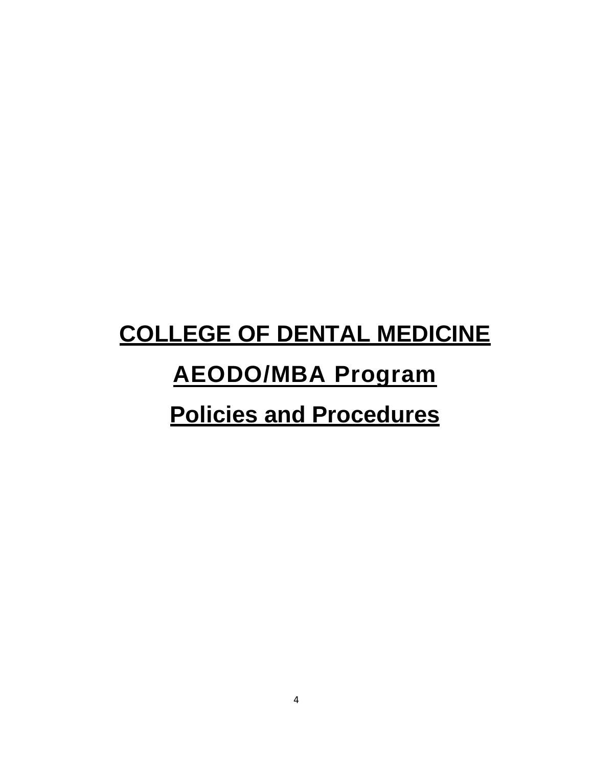# COLLEGE OF DENTAL MEDICINE

# AEODO/MBA Program

# Policies and Procedures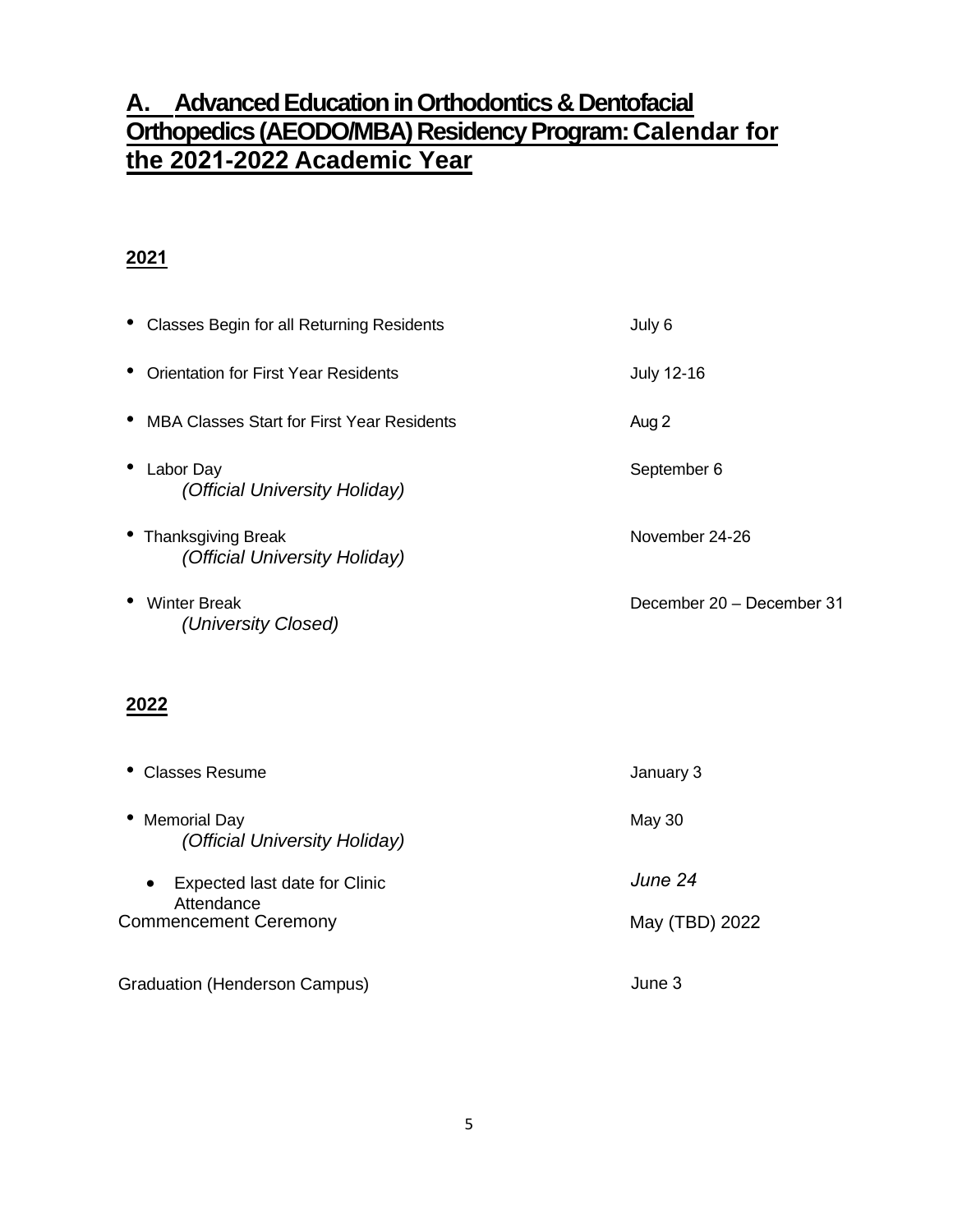## A. Advanced Education in Orthodontics & Dentofacial Orthopedics (AEODO/MBA) Residency Program: Calendar for the 2021-2022 Academic Year

### 2021

| | |
|---|---|
| • Classes Begin for all Returning Residents | July 6 |
| • Orientation for First Year Residents | July 12-16 |
| • MBA Classes Start for First Year Residents | Aug 2 |
| • Labor Day *(Official University Holiday)* | September 6 |
| • Thanksgiving Break *(Official University Holiday)* | November 24-26 |
| • Winter Break *(University Closed)* | December 20 – December 31 |

### 2022

| | |
|---|---|
| • Classes Resume | January 3 |
| • Memorial Day *(Official University Holiday)* | May 30 |
| • Expected last date for Clinic Attendance | *June 24* |
| Commencement Ceremony | May (TBD) 2022 |
| Graduation (Henderson Campus) | June 3 |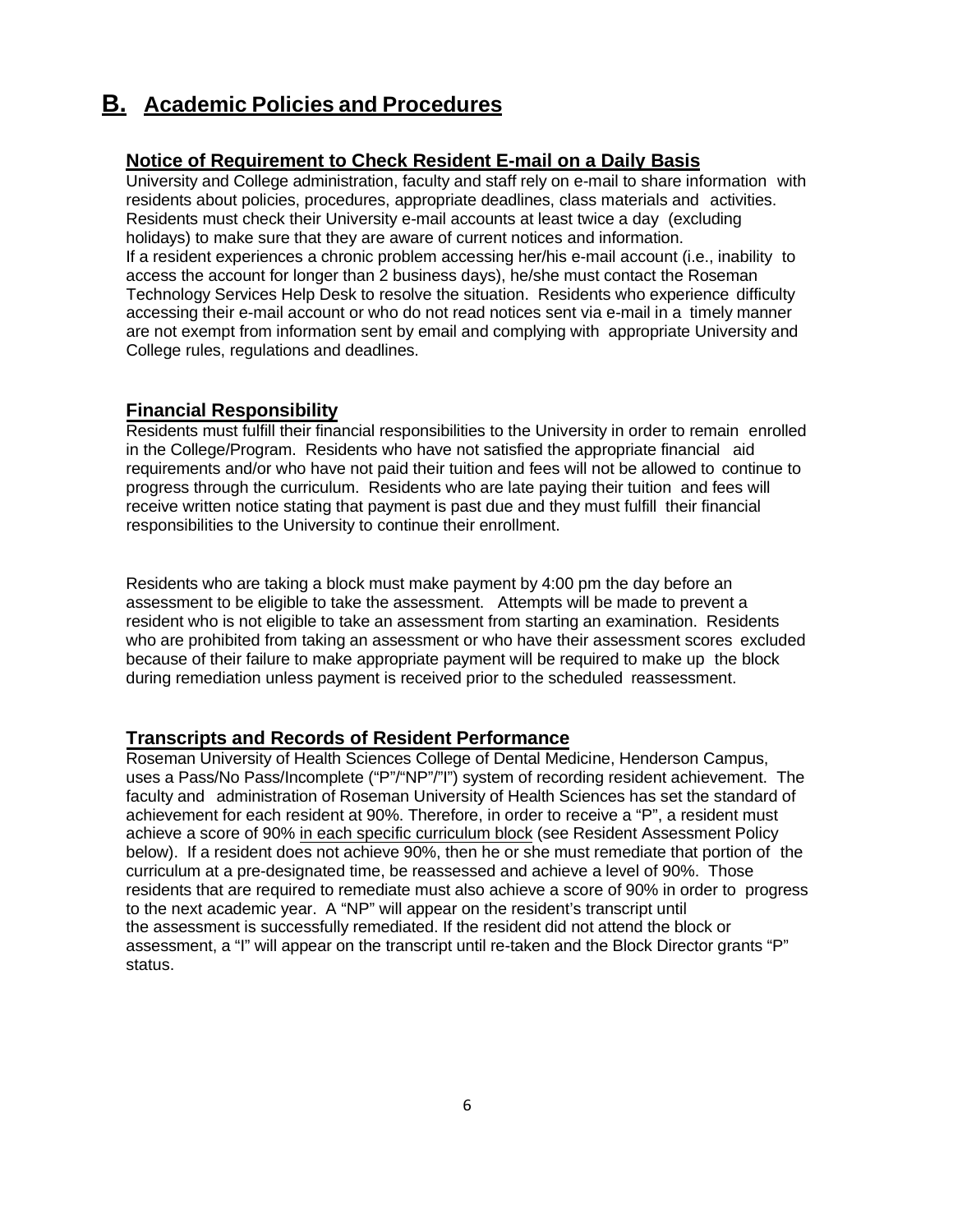## B. Academic Policies and Procedures

### Notice of Requirement to Check Resident E-mail on a Daily Basis

University and College administration, faculty and staff rely on e-mail to share information with residents about policies, procedures, appropriate deadlines, class materials and activities. Residents must check their University e-mail accounts at least twice a day (excluding holidays) to make sure that they are aware of current notices and information.
If a resident experiences a chronic problem accessing her/his e-mail account (i.e., inability to access the account for longer than 2 business days), he/she must contact the Roseman Technology Services Help Desk to resolve the situation. Residents who experience difficulty accessing their e-mail account or who do not read notices sent via e-mail in a timely manner are not exempt from information sent by email and complying with appropriate University and College rules, regulations and deadlines.

### Financial Responsibility

Residents must fulfill their financial responsibilities to the University in order to remain enrolled in the College/Program. Residents who have not satisfied the appropriate financial aid requirements and/or who have not paid their tuition and fees will not be allowed to continue to progress through the curriculum. Residents who are late paying their tuition and fees will receive written notice stating that payment is past due and they must fulfill their financial responsibilities to the University to continue their enrollment.

Residents who are taking a block must make payment by 4:00 pm the day before an assessment to be eligible to take the assessment. Attempts will be made to prevent a resident who is not eligible to take an assessment from starting an examination. Residents who are prohibited from taking an assessment or who have their assessment scores excluded because of their failure to make appropriate payment will be required to make up the block during remediation unless payment is received prior to the scheduled reassessment.

### Transcripts and Records of Resident Performance

Roseman University of Health Sciences College of Dental Medicine, Henderson Campus, uses a Pass/No Pass/Incomplete ("P"/"NP"/"I") system of recording resident achievement. The faculty and administration of Roseman University of Health Sciences has set the standard of achievement for each resident at 90%. Therefore, in order to receive a "P", a resident must achieve a score of 90% in each specific curriculum block (see Resident Assessment Policy below). If a resident does not achieve 90%, then he or she must remediate that portion of the curriculum at a pre-designated time, be reassessed and achieve a level of 90%. Those residents that are required to remediate must also achieve a score of 90% in order to progress to the next academic year. A "NP" will appear on the resident's transcript until the assessment is successfully remediated. If the resident did not attend the block or assessment, a "I" will appear on the transcript until re-taken and the Block Director grants "P" status.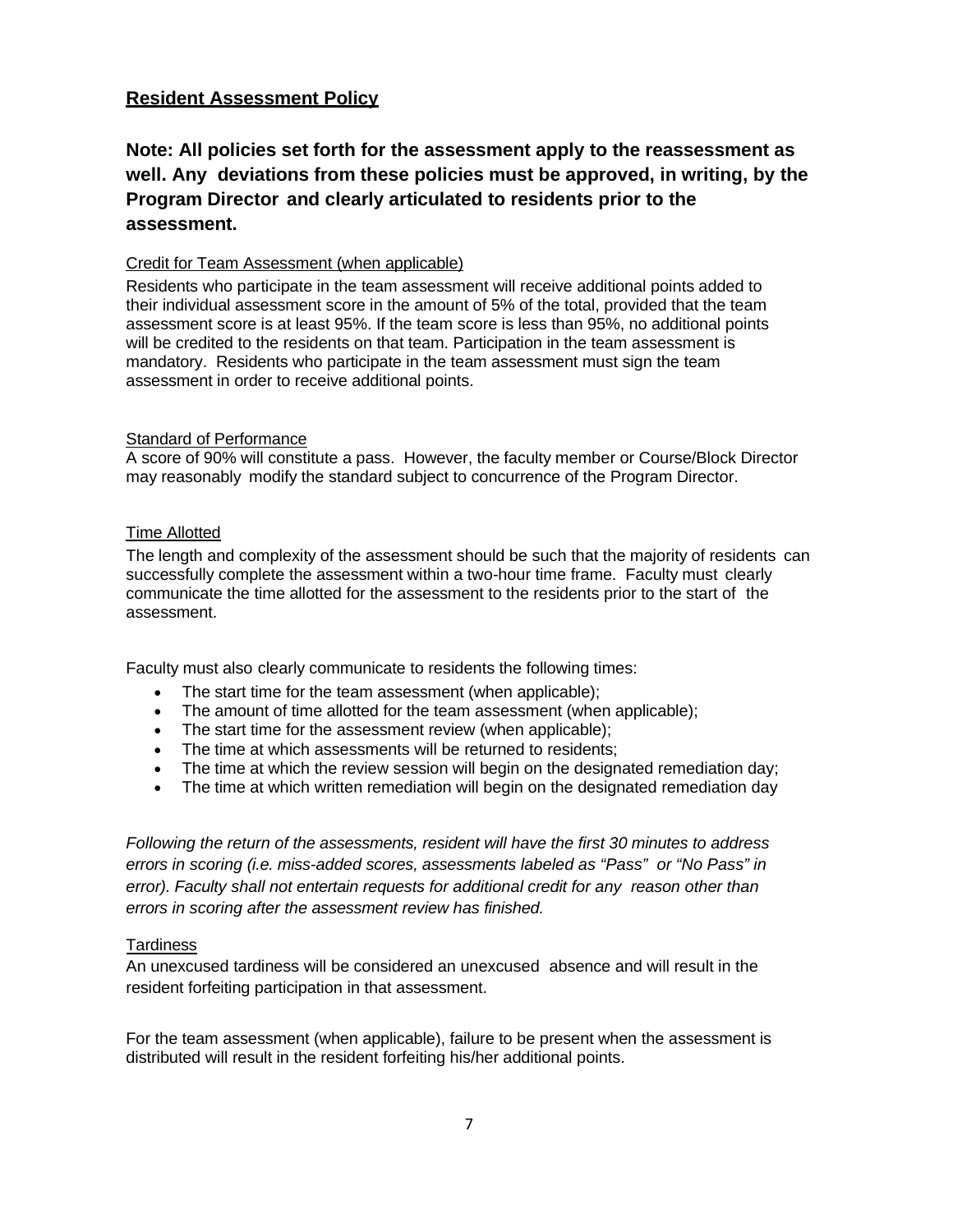## Resident Assessment Policy

**Note: All policies set forth for the assessment apply to the reassessment as well. Any deviations from these policies must be approved, in writing, by the Program Director and clearly articulated to residents prior to the assessment.**

### Credit for Team Assessment (when applicable)

Residents who participate in the team assessment will receive additional points added to their individual assessment score in the amount of 5% of the total, provided that the team assessment score is at least 95%. If the team score is less than 95%, no additional points will be credited to the residents on that team. Participation in the team assessment is mandatory. Residents who participate in the team assessment must sign the team assessment in order to receive additional points.

### Standard of Performance

A score of 90% will constitute a pass. However, the faculty member or Course/Block Director may reasonably modify the standard subject to concurrence of the Program Director.

### Time Allotted

The length and complexity of the assessment should be such that the majority of residents can successfully complete the assessment within a two-hour time frame. Faculty must clearly communicate the time allotted for the assessment to the residents prior to the start of the assessment.

Faculty must also clearly communicate to residents the following times:

- The start time for the team assessment (when applicable);
- The amount of time allotted for the team assessment (when applicable);
- The start time for the assessment review (when applicable);
- The time at which assessments will be returned to residents;
- The time at which the review session will begin on the designated remediation day;
- The time at which written remediation will begin on the designated remediation day

*Following the return of the assessments, resident will have the first 30 minutes to address errors in scoring (i.e. miss-added scores, assessments labeled as "Pass" or "No Pass" in error). Faculty shall not entertain requests for additional credit for any reason other than errors in scoring after the assessment review has finished.*

### Tardiness

An unexcused tardiness will be considered an unexcused absence and will result in the resident forfeiting participation in that assessment.

For the team assessment (when applicable), failure to be present when the assessment is distributed will result in the resident forfeiting his/her additional points.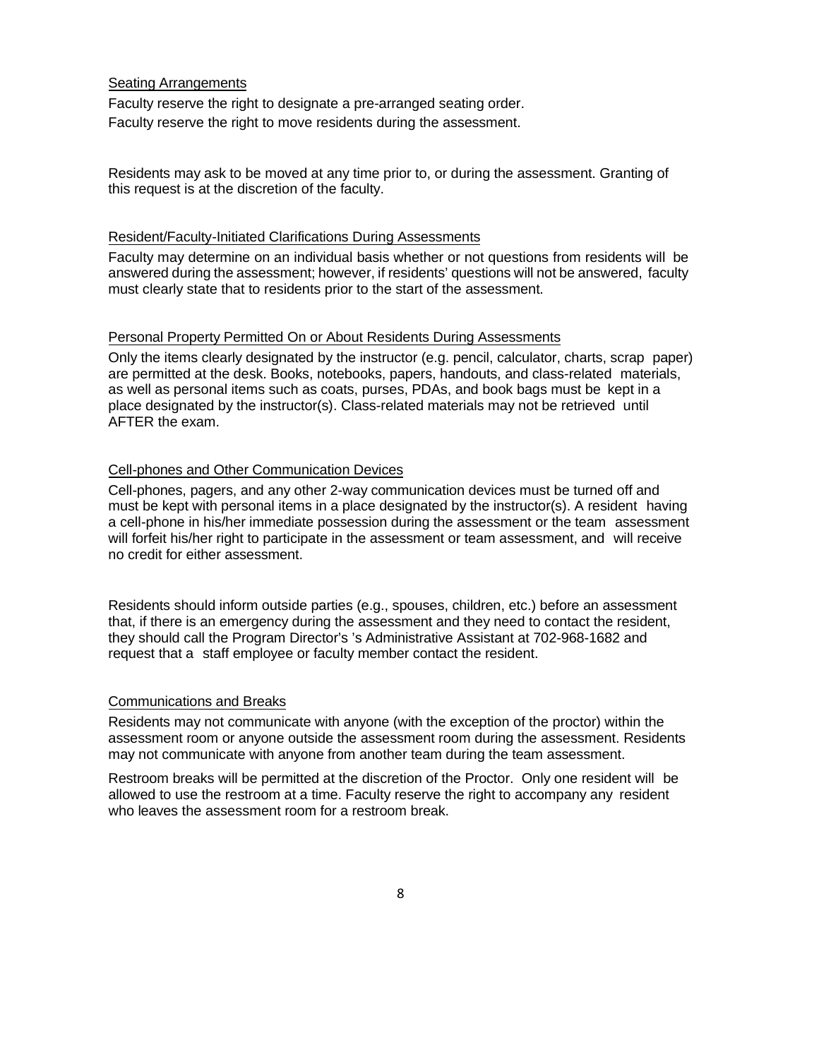Seating Arrangements

Faculty reserve the right to designate a pre-arranged seating order.
Faculty reserve the right to move residents during the assessment.

Residents may ask to be moved at any time prior to, or during the assessment. Granting of this request is at the discretion of the faculty.

Resident/Faculty-Initiated Clarifications During Assessments

Faculty may determine on an individual basis whether or not questions from residents will be answered during the assessment; however, if residents' questions will not be answered, faculty must clearly state that to residents prior to the start of the assessment.

Personal Property Permitted On or About Residents During Assessments

Only the items clearly designated by the instructor (e.g. pencil, calculator, charts, scrap paper) are permitted at the desk. Books, notebooks, papers, handouts, and class-related materials, as well as personal items such as coats, purses, PDAs, and book bags must be kept in a place designated by the instructor(s). Class-related materials may not be retrieved until AFTER the exam.

Cell-phones and Other Communication Devices

Cell-phones, pagers, and any other 2-way communication devices must be turned off and must be kept with personal items in a place designated by the instructor(s). A resident having a cell-phone in his/her immediate possession during the assessment or the team assessment will forfeit his/her right to participate in the assessment or team assessment, and will receive no credit for either assessment.

Residents should inform outside parties (e.g., spouses, children, etc.) before an assessment that, if there is an emergency during the assessment and they need to contact the resident, they should call the Program Director's 's Administrative Assistant at 702-968-1682 and request that a staff employee or faculty member contact the resident.

Communications and Breaks

Residents may not communicate with anyone (with the exception of the proctor) within the assessment room or anyone outside the assessment room during the assessment. Residents may not communicate with anyone from another team during the team assessment.

Restroom breaks will be permitted at the discretion of the Proctor. Only one resident will be allowed to use the restroom at a time. Faculty reserve the right to accompany any resident who leaves the assessment room for a restroom break.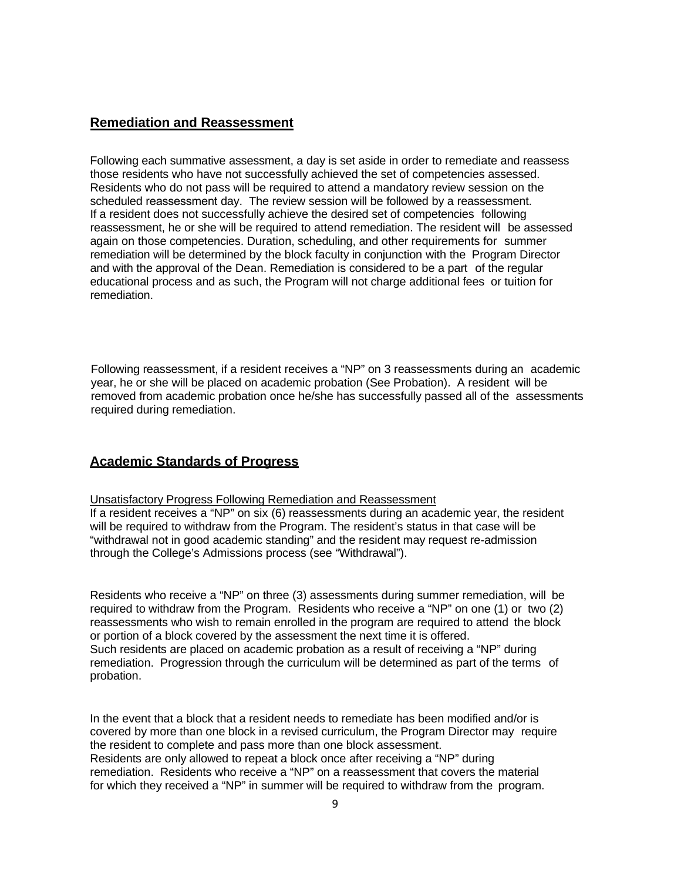## Remediation and Reassessment

Following each summative assessment, a day is set aside in order to remediate and reassess those residents who have not successfully achieved the set of competencies assessed. Residents who do not pass will be required to attend a mandatory review session on the scheduled reassessment day. The review session will be followed by a reassessment. If a resident does not successfully achieve the desired set of competencies following reassessment, he or she will be required to attend remediation. The resident will be assessed again on those competencies. Duration, scheduling, and other requirements for summer remediation will be determined by the block faculty in conjunction with the Program Director and with the approval of the Dean. Remediation is considered to be a part of the regular educational process and as such, the Program will not charge additional fees or tuition for remediation.

Following reassessment, if a resident receives a "NP" on 3 reassessments during an academic year, he or she will be placed on academic probation (See Probation). A resident will be removed from academic probation once he/she has successfully passed all of the assessments required during remediation.

## Academic Standards of Progress

Unsatisfactory Progress Following Remediation and Reassessment

If a resident receives a "NP" on six (6) reassessments during an academic year, the resident will be required to withdraw from the Program. The resident's status in that case will be "withdrawal not in good academic standing" and the resident may request re-admission through the College's Admissions process (see "Withdrawal").

Residents who receive a "NP" on three (3) assessments during summer remediation, will be required to withdraw from the Program. Residents who receive a "NP" on one (1) or two (2) reassessments who wish to remain enrolled in the program are required to attend the block or portion of a block covered by the assessment the next time it is offered. Such residents are placed on academic probation as a result of receiving a "NP" during remediation. Progression through the curriculum will be determined as part of the terms of probation.

In the event that a block that a resident needs to remediate has been modified and/or is covered by more than one block in a revised curriculum, the Program Director may require the resident to complete and pass more than one block assessment. Residents are only allowed to repeat a block once after receiving a "NP" during remediation. Residents who receive a "NP" on a reassessment that covers the material for which they received a "NP" in summer will be required to withdraw from the program.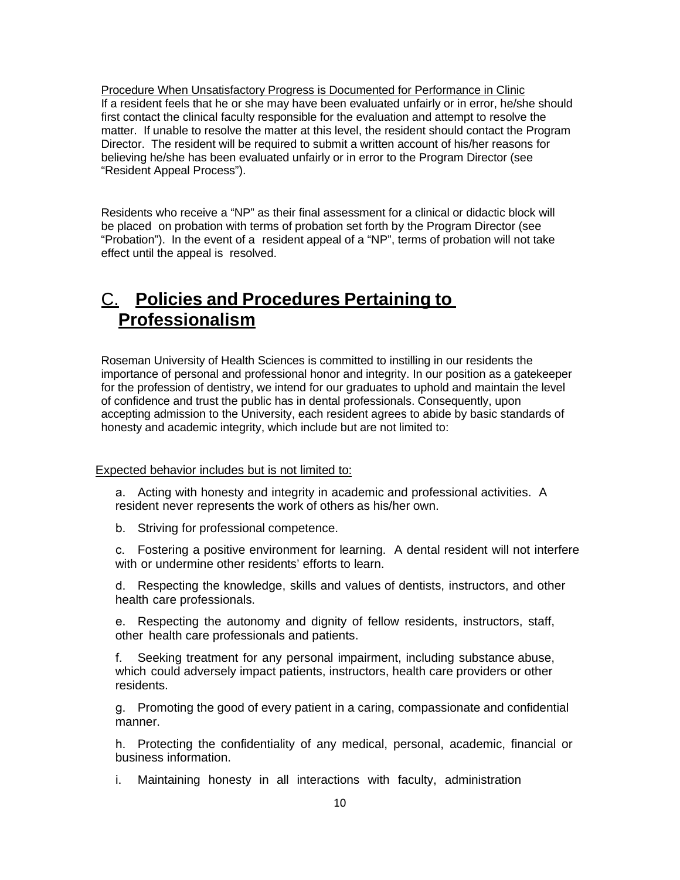Procedure When Unsatisfactory Progress is Documented for Performance in Clinic

If a resident feels that he or she may have been evaluated unfairly or in error, he/she should first contact the clinical faculty responsible for the evaluation and attempt to resolve the matter. If unable to resolve the matter at this level, the resident should contact the Program Director. The resident will be required to submit a written account of his/her reasons for believing he/she has been evaluated unfairly or in error to the Program Director (see "Resident Appeal Process").

Residents who receive a "NP" as their final assessment for a clinical or didactic block will be placed on probation with terms of probation set forth by the Program Director (see "Probation"). In the event of a resident appeal of a "NP", terms of probation will not take effect until the appeal is resolved.

## C. **Policies and Procedures Pertaining to Professionalism**

Roseman University of Health Sciences is committed to instilling in our residents the importance of personal and professional honor and integrity. In our position as a gatekeeper for the profession of dentistry, we intend for our graduates to uphold and maintain the level of confidence and trust the public has in dental professionals. Consequently, upon accepting admission to the University, each resident agrees to abide by basic standards of honesty and academic integrity, which include but are not limited to:

Expected behavior includes but is not limited to:

a. Acting with honesty and integrity in academic and professional activities. A resident never represents the work of others as his/her own.

b. Striving for professional competence.

c. Fostering a positive environment for learning. A dental resident will not interfere with or undermine other residents' efforts to learn.

d. Respecting the knowledge, skills and values of dentists, instructors, and other health care professionals.

e. Respecting the autonomy and dignity of fellow residents, instructors, staff, other health care professionals and patients.

f. Seeking treatment for any personal impairment, including substance abuse, which could adversely impact patients, instructors, health care providers or other residents.

g. Promoting the good of every patient in a caring, compassionate and confidential manner.

h. Protecting the confidentiality of any medical, personal, academic, financial or business information.

i. Maintaining honesty in all interactions with faculty, administration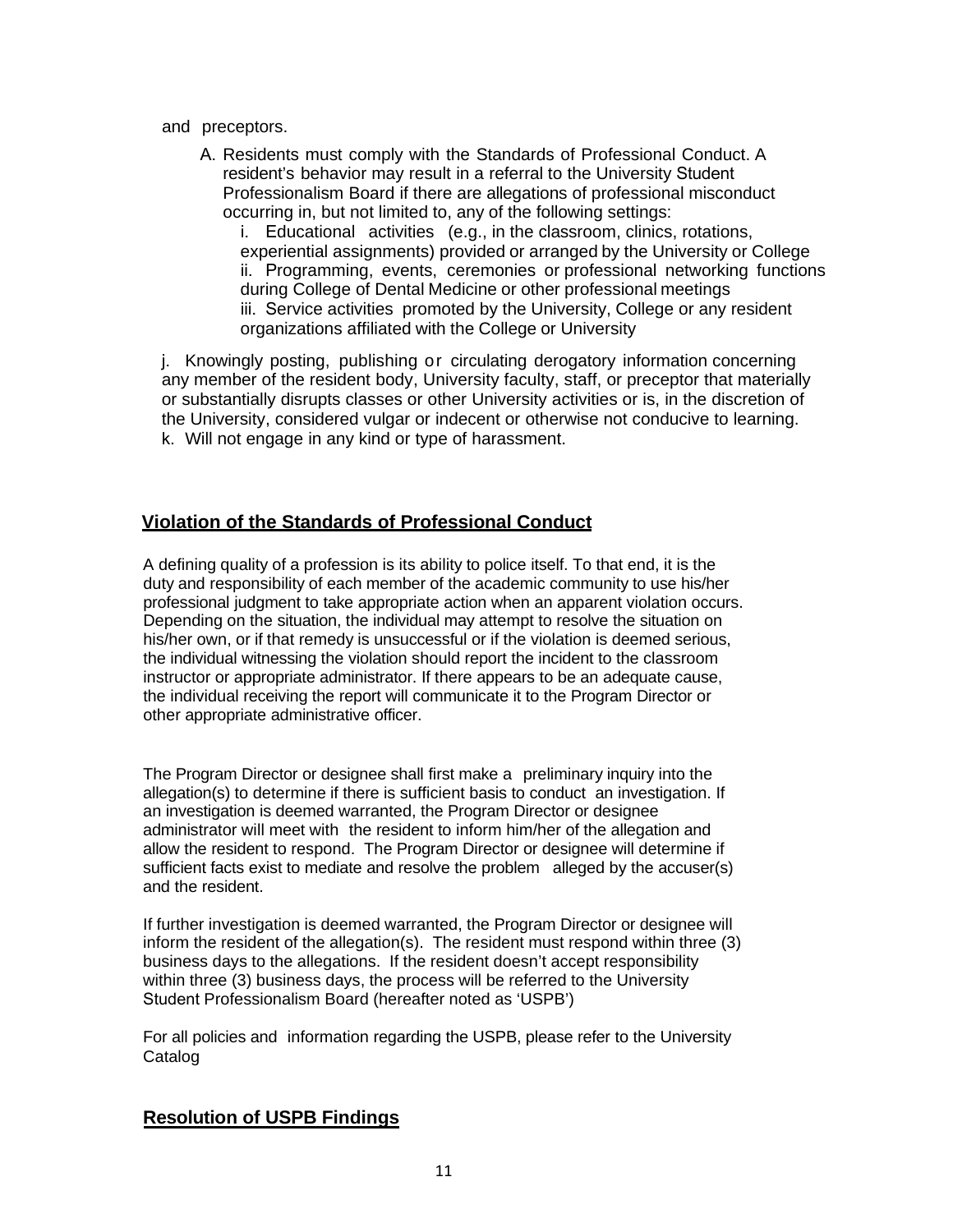and preceptors.

A. Residents must comply with the Standards of Professional Conduct. A resident's behavior may result in a referral to the University Student Professionalism Board if there are allegations of professional misconduct occurring in, but not limited to, any of the following settings:
   i. Educational activities (e.g., in the classroom, clinics, rotations, experiential assignments) provided or arranged by the University or College
   ii. Programming, events, ceremonies or professional networking functions during College of Dental Medicine or other professional meetings
   iii. Service activities promoted by the University, College or any resident organizations affiliated with the College or University

j. Knowingly posting, publishing or circulating derogatory information concerning any member of the resident body, University faculty, staff, or preceptor that materially or substantially disrupts classes or other University activities or is, in the discretion of the University, considered vulgar or indecent or otherwise not conducive to learning.
k. Will not engage in any kind or type of harassment.

## Violation of the Standards of Professional Conduct

A defining quality of a profession is its ability to police itself. To that end, it is the duty and responsibility of each member of the academic community to use his/her professional judgment to take appropriate action when an apparent violation occurs. Depending on the situation, the individual may attempt to resolve the situation on his/her own, or if that remedy is unsuccessful or if the violation is deemed serious, the individual witnessing the violation should report the incident to the classroom instructor or appropriate administrator. If there appears to be an adequate cause, the individual receiving the report will communicate it to the Program Director or other appropriate administrative officer.

The Program Director or designee shall first make a preliminary inquiry into the allegation(s) to determine if there is sufficient basis to conduct an investigation. If an investigation is deemed warranted, the Program Director or designee administrator will meet with the resident to inform him/her of the allegation and allow the resident to respond. The Program Director or designee will determine if sufficient facts exist to mediate and resolve the problem alleged by the accuser(s) and the resident.

If further investigation is deemed warranted, the Program Director or designee will inform the resident of the allegation(s). The resident must respond within three (3) business days to the allegations. If the resident doesn't accept responsibility within three (3) business days, the process will be referred to the University Student Professionalism Board (hereafter noted as 'USPB')

For all policies and information regarding the USPB, please refer to the University Catalog

## Resolution of USPB Findings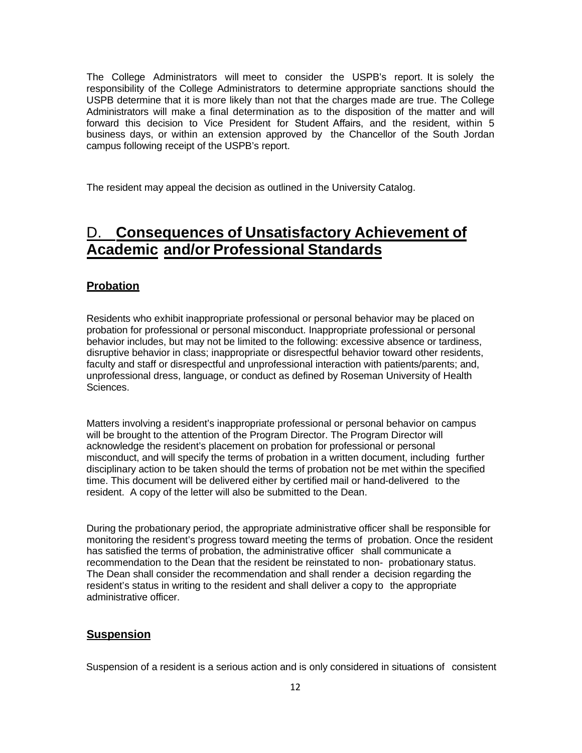The College Administrators will meet to consider the USPB's report. It is solely the responsibility of the College Administrators to determine appropriate sanctions should the USPB determine that it is more likely than not that the charges made are true. The College Administrators will make a final determination as to the disposition of the matter and will forward this decision to Vice President for Student Affairs, and the resident, within 5 business days, or within an extension approved by the Chancellor of the South Jordan campus following receipt of the USPB's report.

The resident may appeal the decision as outlined in the University Catalog.

## D. **Consequences of Unsatisfactory Achievement of Academic and/or Professional Standards**

### **Probation**

Residents who exhibit inappropriate professional or personal behavior may be placed on probation for professional or personal misconduct. Inappropriate professional or personal behavior includes, but may not be limited to the following: excessive absence or tardiness, disruptive behavior in class; inappropriate or disrespectful behavior toward other residents, faculty and staff or disrespectful and unprofessional interaction with patients/parents; and, unprofessional dress, language, or conduct as defined by Roseman University of Health Sciences.

Matters involving a resident's inappropriate professional or personal behavior on campus will be brought to the attention of the Program Director. The Program Director will acknowledge the resident's placement on probation for professional or personal misconduct, and will specify the terms of probation in a written document, including further disciplinary action to be taken should the terms of probation not be met within the specified time. This document will be delivered either by certified mail or hand-delivered to the resident. A copy of the letter will also be submitted to the Dean.

During the probationary period, the appropriate administrative officer shall be responsible for monitoring the resident's progress toward meeting the terms of probation. Once the resident has satisfied the terms of probation, the administrative officer shall communicate a recommendation to the Dean that the resident be reinstated to non- probationary status. The Dean shall consider the recommendation and shall render a decision regarding the resident's status in writing to the resident and shall deliver a copy to the appropriate administrative officer.

### **Suspension**

Suspension of a resident is a serious action and is only considered in situations of consistent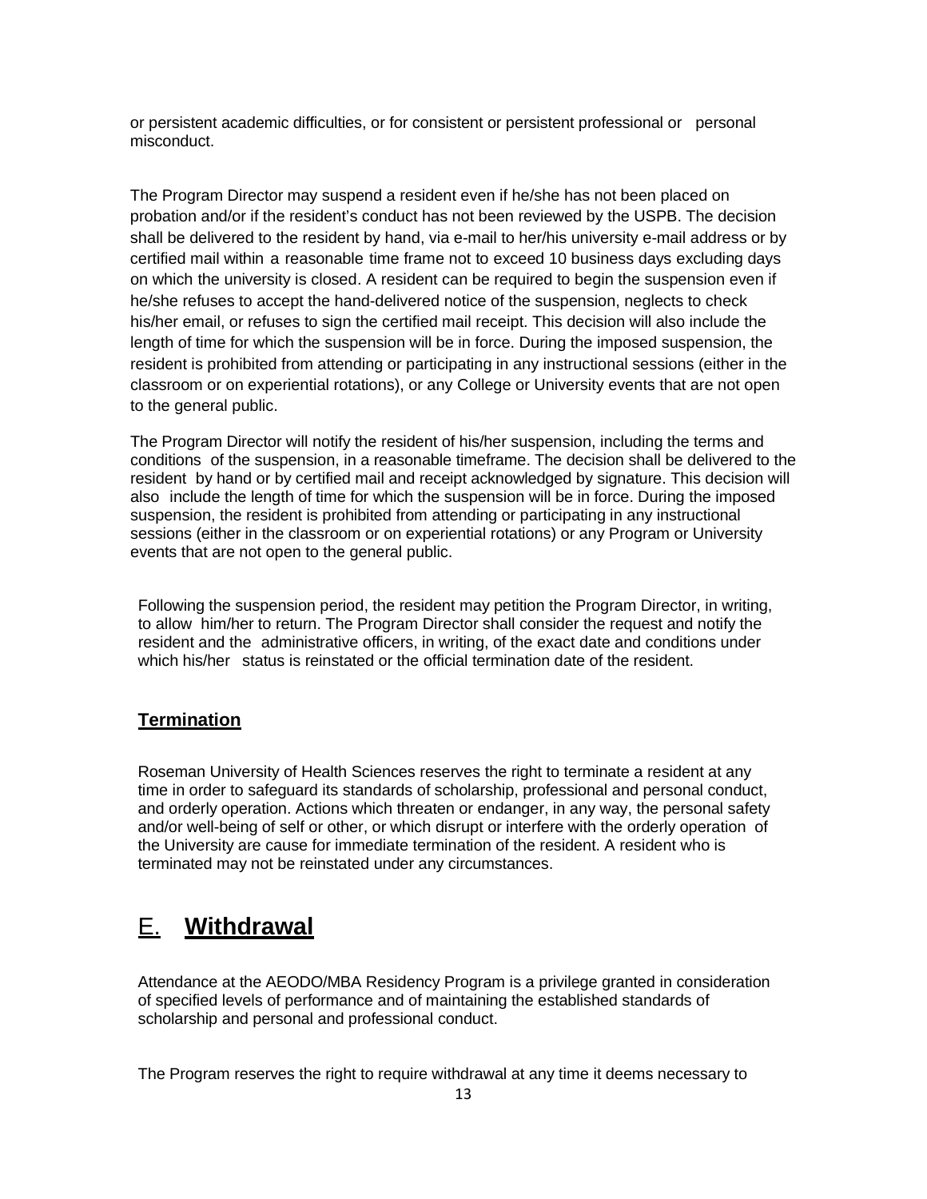or persistent academic difficulties, or for consistent or persistent professional or personal misconduct.

The Program Director may suspend a resident even if he/she has not been placed on probation and/or if the resident's conduct has not been reviewed by the USPB. The decision shall be delivered to the resident by hand, via e-mail to her/his university e-mail address or by certified mail within a reasonable time frame not to exceed 10 business days excluding days on which the university is closed. A resident can be required to begin the suspension even if he/she refuses to accept the hand-delivered notice of the suspension, neglects to check his/her email, or refuses to sign the certified mail receipt. This decision will also include the length of time for which the suspension will be in force. During the imposed suspension, the resident is prohibited from attending or participating in any instructional sessions (either in the classroom or on experiential rotations), or any College or University events that are not open to the general public.

The Program Director will notify the resident of his/her suspension, including the terms and conditions of the suspension, in a reasonable timeframe. The decision shall be delivered to the resident by hand or by certified mail and receipt acknowledged by signature. This decision will also include the length of time for which the suspension will be in force. During the imposed suspension, the resident is prohibited from attending or participating in any instructional sessions (either in the classroom or on experiential rotations) or any Program or University events that are not open to the general public.

Following the suspension period, the resident may petition the Program Director, in writing, to allow him/her to return. The Program Director shall consider the request and notify the resident and the administrative officers, in writing, of the exact date and conditions under which his/her status is reinstated or the official termination date of the resident.

### Termination

Roseman University of Health Sciences reserves the right to terminate a resident at any time in order to safeguard its standards of scholarship, professional and personal conduct, and orderly operation. Actions which threaten or endanger, in any way, the personal safety and/or well-being of self or other, or which disrupt or interfere with the orderly operation of the University are cause for immediate termination of the resident. A resident who is terminated may not be reinstated under any circumstances.

## E. Withdrawal

Attendance at the AEODO/MBA Residency Program is a privilege granted in consideration of specified levels of performance and of maintaining the established standards of scholarship and personal and professional conduct.

The Program reserves the right to require withdrawal at any time it deems necessary to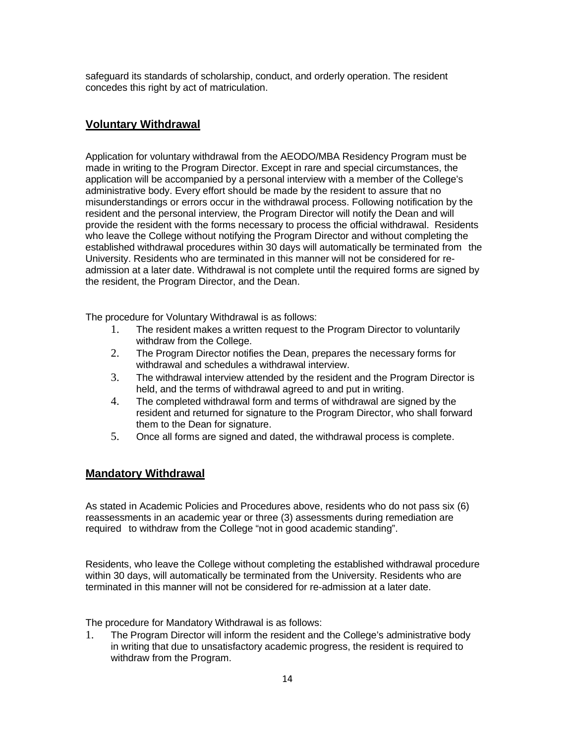safeguard its standards of scholarship, conduct, and orderly operation. The resident concedes this right by act of matriculation.

## Voluntary Withdrawal

Application for voluntary withdrawal from the AEODO/MBA Residency Program must be made in writing to the Program Director. Except in rare and special circumstances, the application will be accompanied by a personal interview with a member of the College's administrative body. Every effort should be made by the resident to assure that no misunderstandings or errors occur in the withdrawal process. Following notification by the resident and the personal interview, the Program Director will notify the Dean and will provide the resident with the forms necessary to process the official withdrawal. Residents who leave the College without notifying the Program Director and without completing the established withdrawal procedures within 30 days will automatically be terminated from the University. Residents who are terminated in this manner will not be considered for re-admission at a later date. Withdrawal is not complete until the required forms are signed by the resident, the Program Director, and the Dean.

The procedure for Voluntary Withdrawal is as follows:

1. The resident makes a written request to the Program Director to voluntarily withdraw from the College.
2. The Program Director notifies the Dean, prepares the necessary forms for withdrawal and schedules a withdrawal interview.
3. The withdrawal interview attended by the resident and the Program Director is held, and the terms of withdrawal agreed to and put in writing.
4. The completed withdrawal form and terms of withdrawal are signed by the resident and returned for signature to the Program Director, who shall forward them to the Dean for signature.
5. Once all forms are signed and dated, the withdrawal process is complete.

## Mandatory Withdrawal

As stated in Academic Policies and Procedures above, residents who do not pass six (6) reassessments in an academic year or three (3) assessments during remediation are required to withdraw from the College "not in good academic standing".

Residents, who leave the College without completing the established withdrawal procedure within 30 days, will automatically be terminated from the University. Residents who are terminated in this manner will not be considered for re-admission at a later date.

The procedure for Mandatory Withdrawal is as follows:

1. The Program Director will inform the resident and the College's administrative body in writing that due to unsatisfactory academic progress, the resident is required to withdraw from the Program.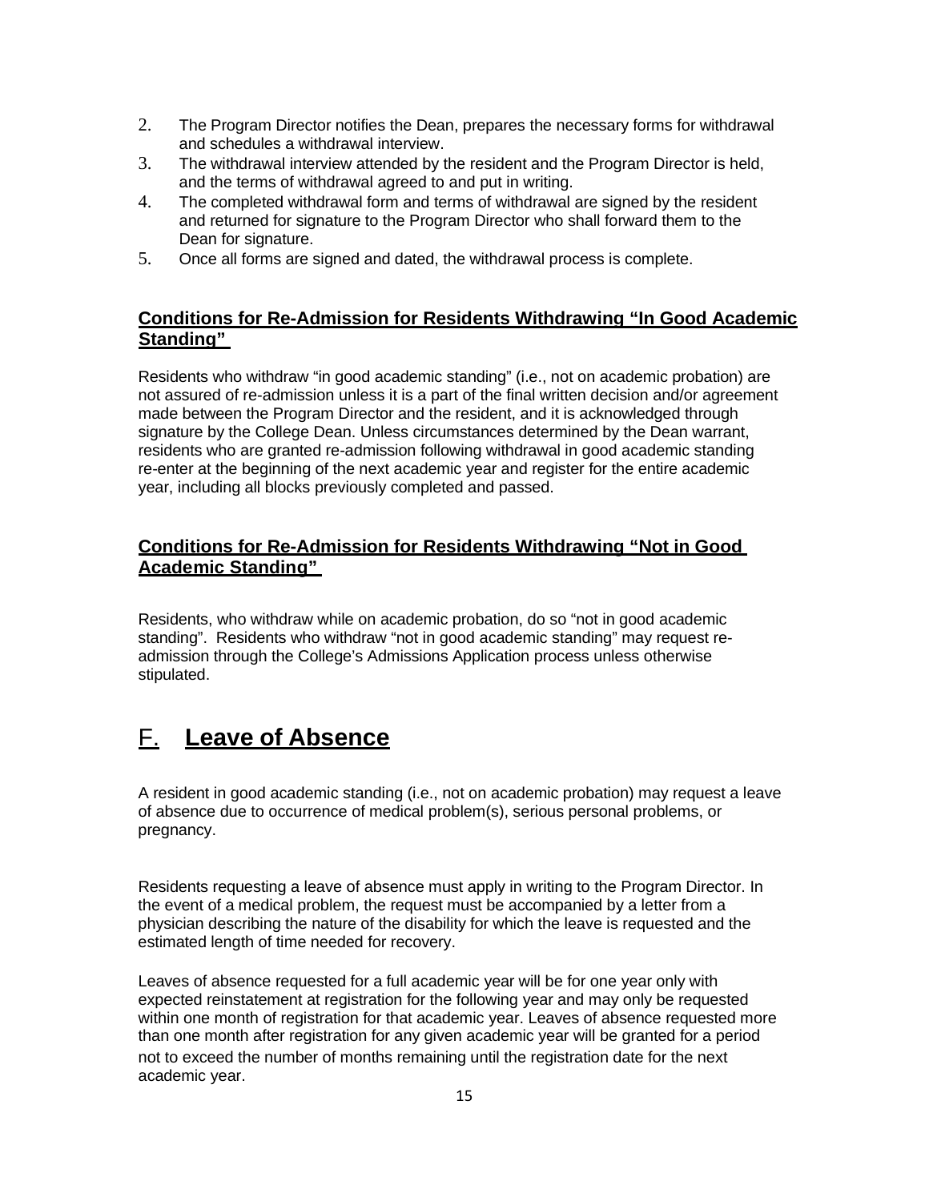2. The Program Director notifies the Dean, prepares the necessary forms for withdrawal and schedules a withdrawal interview.
3. The withdrawal interview attended by the resident and the Program Director is held, and the terms of withdrawal agreed to and put in writing.
4. The completed withdrawal form and terms of withdrawal are signed by the resident and returned for signature to the Program Director who shall forward them to the Dean for signature.
5. Once all forms are signed and dated, the withdrawal process is complete.

### Conditions for Re-Admission for Residents Withdrawing "In Good Academic Standing"

Residents who withdraw "in good academic standing" (i.e., not on academic probation) are not assured of re-admission unless it is a part of the final written decision and/or agreement made between the Program Director and the resident, and it is acknowledged through signature by the College Dean. Unless circumstances determined by the Dean warrant, residents who are granted re-admission following withdrawal in good academic standing re-enter at the beginning of the next academic year and register for the entire academic year, including all blocks previously completed and passed.

### Conditions for Re-Admission for Residents Withdrawing "Not in Good Academic Standing"

Residents, who withdraw while on academic probation, do so "not in good academic standing". Residents who withdraw "not in good academic standing" may request re-admission through the College's Admissions Application process unless otherwise stipulated.

## F. Leave of Absence

A resident in good academic standing (i.e., not on academic probation) may request a leave of absence due to occurrence of medical problem(s), serious personal problems, or pregnancy.

Residents requesting a leave of absence must apply in writing to the Program Director. In the event of a medical problem, the request must be accompanied by a letter from a physician describing the nature of the disability for which the leave is requested and the estimated length of time needed for recovery.

Leaves of absence requested for a full academic year will be for one year only with expected reinstatement at registration for the following year and may only be requested within one month of registration for that academic year. Leaves of absence requested more than one month after registration for any given academic year will be granted for a period not to exceed the number of months remaining until the registration date for the next academic year.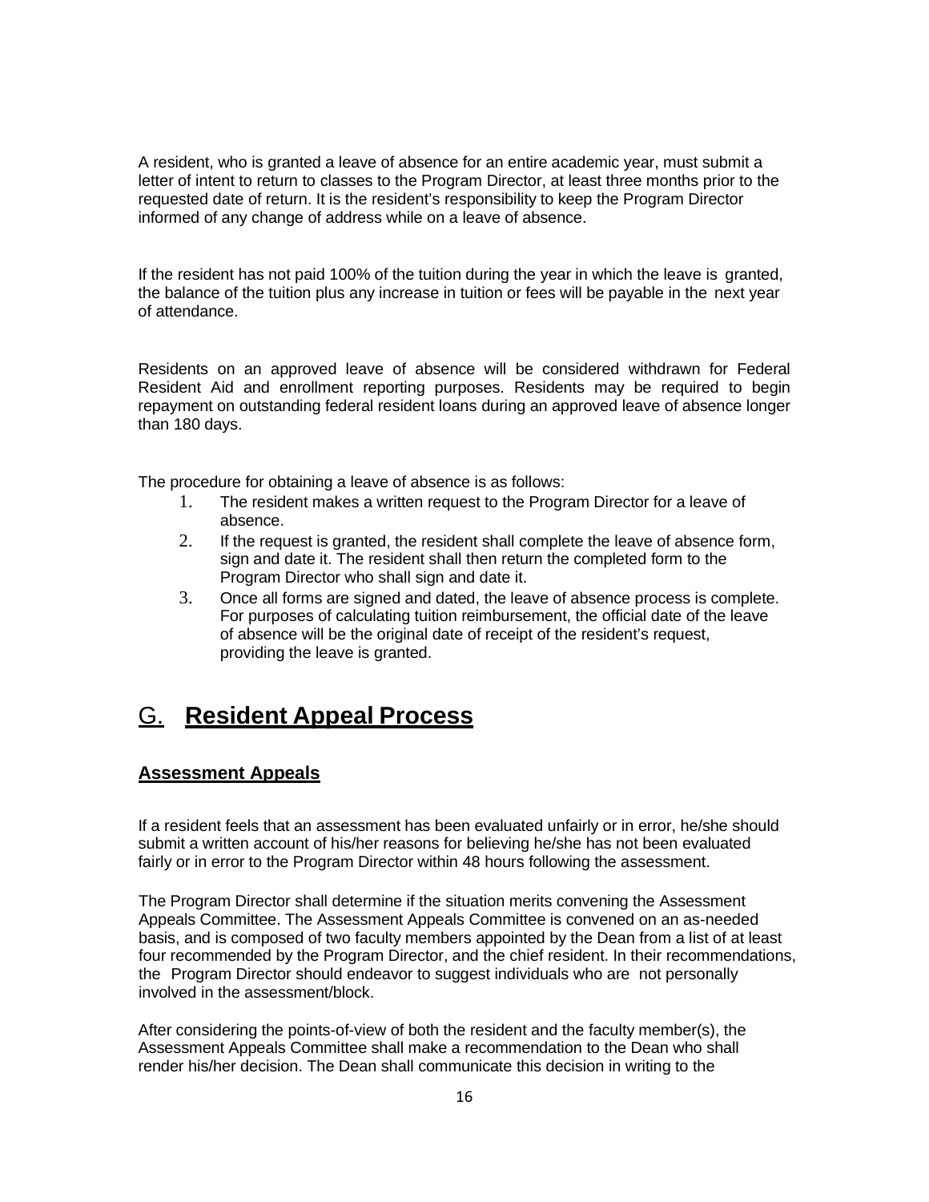A resident, who is granted a leave of absence for an entire academic year, must submit a letter of intent to return to classes to the Program Director, at least three months prior to the requested date of return. It is the resident's responsibility to keep the Program Director informed of any change of address while on a leave of absence.

If the resident has not paid 100% of the tuition during the year in which the leave is granted, the balance of the tuition plus any increase in tuition or fees will be payable in the next year of attendance.

Residents on an approved leave of absence will be considered withdrawn for Federal Resident Aid and enrollment reporting purposes. Residents may be required to begin repayment on outstanding federal resident loans during an approved leave of absence longer than 180 days.

The procedure for obtaining a leave of absence is as follows:

1. The resident makes a written request to the Program Director for a leave of absence.
2. If the request is granted, the resident shall complete the leave of absence form, sign and date it. The resident shall then return the completed form to the Program Director who shall sign and date it.
3. Once all forms are signed and dated, the leave of absence process is complete. For purposes of calculating tuition reimbursement, the official date of the leave of absence will be the original date of receipt of the resident's request, providing the leave is granted.

# G. **Resident Appeal Process**

### **Assessment Appeals**

If a resident feels that an assessment has been evaluated unfairly or in error, he/she should submit a written account of his/her reasons for believing he/she has not been evaluated fairly or in error to the Program Director within 48 hours following the assessment.

The Program Director shall determine if the situation merits convening the Assessment Appeals Committee. The Assessment Appeals Committee is convened on an as-needed basis, and is composed of two faculty members appointed by the Dean from a list of at least four recommended by the Program Director, and the chief resident. In their recommendations, the Program Director should endeavor to suggest individuals who are not personally involved in the assessment/block.

After considering the points-of-view of both the resident and the faculty member(s), the Assessment Appeals Committee shall make a recommendation to the Dean who shall render his/her decision. The Dean shall communicate this decision in writing to the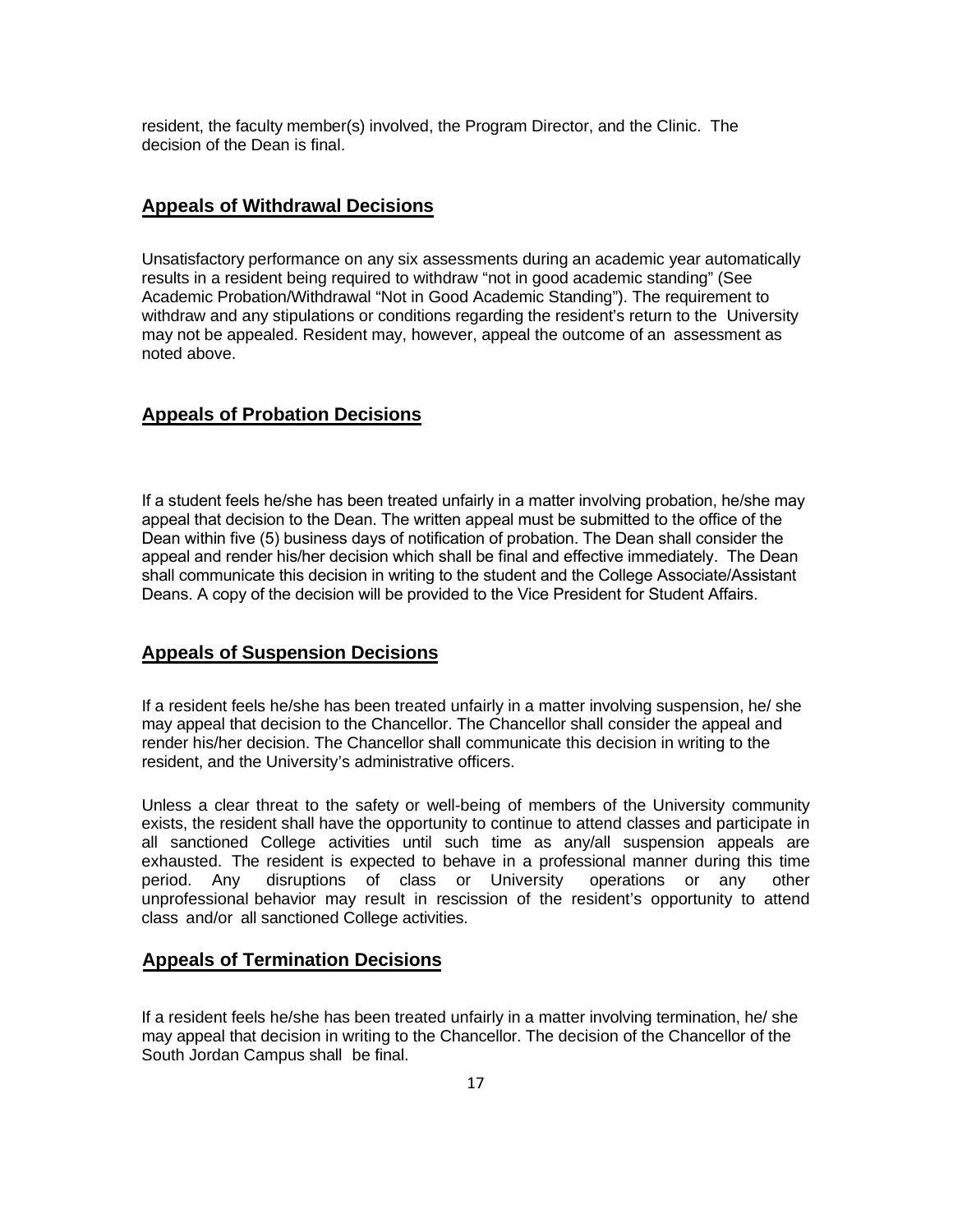resident, the faculty member(s) involved, the Program Director, and the Clinic. The decision of the Dean is final.

## Appeals of Withdrawal Decisions

Unsatisfactory performance on any six assessments during an academic year automatically results in a resident being required to withdraw "not in good academic standing" (See Academic Probation/Withdrawal "Not in Good Academic Standing"). The requirement to withdraw and any stipulations or conditions regarding the resident's return to the University may not be appealed. Resident may, however, appeal the outcome of an assessment as noted above.

## Appeals of Probation Decisions

If a student feels he/she has been treated unfairly in a matter involving probation, he/she may appeal that decision to the Dean. The written appeal must be submitted to the office of the Dean within five (5) business days of notification of probation. The Dean shall consider the appeal and render his/her decision which shall be final and effective immediately. The Dean shall communicate this decision in writing to the student and the College Associate/Assistant Deans. A copy of the decision will be provided to the Vice President for Student Affairs.

## Appeals of Suspension Decisions

If a resident feels he/she has been treated unfairly in a matter involving suspension, he/ she may appeal that decision to the Chancellor. The Chancellor shall consider the appeal and render his/her decision. The Chancellor shall communicate this decision in writing to the resident, and the University's administrative officers.

Unless a clear threat to the safety or well-being of members of the University community exists, the resident shall have the opportunity to continue to attend classes and participate in all sanctioned College activities until such time as any/all suspension appeals are exhausted. The resident is expected to behave in a professional manner during this time period. Any disruptions of class or University operations or any other unprofessional behavior may result in rescission of the resident's opportunity to attend class and/or all sanctioned College activities.

## Appeals of Termination Decisions

If a resident feels he/she has been treated unfairly in a matter involving termination, he/ she may appeal that decision in writing to the Chancellor. The decision of the Chancellor of the South Jordan Campus shall be final.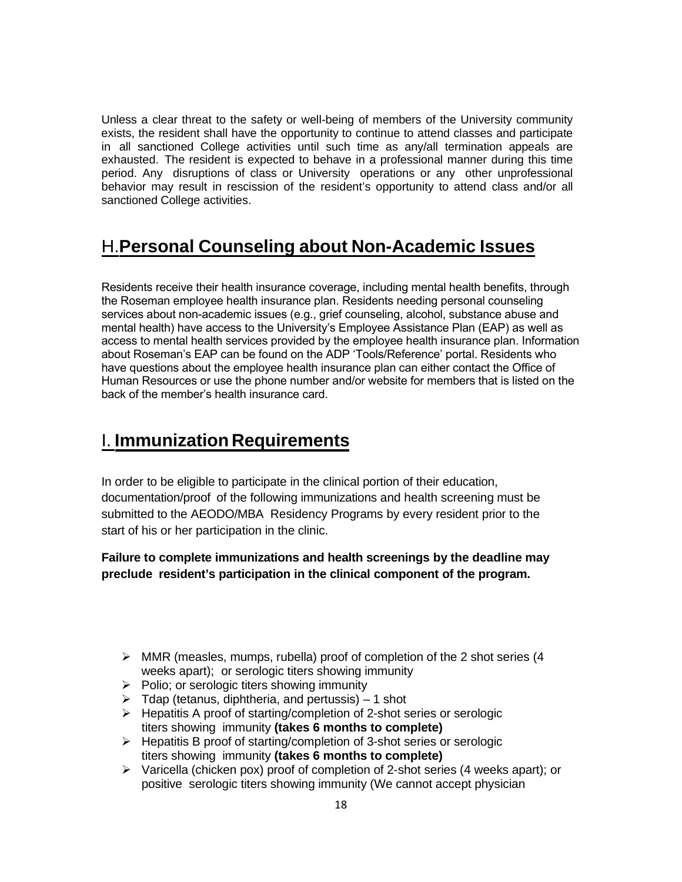Unless a clear threat to the safety or well-being of members of the University community exists, the resident shall have the opportunity to continue to attend classes and participate in all sanctioned College activities until such time as any/all termination appeals are exhausted. The resident is expected to behave in a professional manner during this time period. Any disruptions of class or University operations or any other unprofessional behavior may result in rescission of the resident's opportunity to attend class and/or all sanctioned College activities.

## H. Personal Counseling about Non-Academic Issues

Residents receive their health insurance coverage, including mental health benefits, through the Roseman employee health insurance plan. Residents needing personal counseling services about non-academic issues (e.g., grief counseling, alcohol, substance abuse and mental health) have access to the University's Employee Assistance Plan (EAP) as well as access to mental health services provided by the employee health insurance plan. Information about Roseman's EAP can be found on the ADP 'Tools/Reference' portal. Residents who have questions about the employee health insurance plan can either contact the Office of Human Resources or use the phone number and/or website for members that is listed on the back of the member's health insurance card.

## I. Immunization Requirements

In order to be eligible to participate in the clinical portion of their education, documentation/proof of the following immunizations and health screening must be submitted to the AEODO/MBA Residency Programs by every resident prior to the start of his or her participation in the clinic.

**Failure to complete immunizations and health screenings by the deadline may preclude resident's participation in the clinical component of the program.**

- MMR (measles, mumps, rubella) proof of completion of the 2 shot series (4 weeks apart); or serologic titers showing immunity
- Polio; or serologic titers showing immunity
- Tdap (tetanus, diphtheria, and pertussis) – 1 shot
- Hepatitis A proof of starting/completion of 2-shot series or serologic titers showing immunity **(takes 6 months to complete)**
- Hepatitis B proof of starting/completion of 3-shot series or serologic titers showing immunity **(takes 6 months to complete)**
- Varicella (chicken pox) proof of completion of 2-shot series (4 weeks apart); or positive serologic titers showing immunity (We cannot accept physician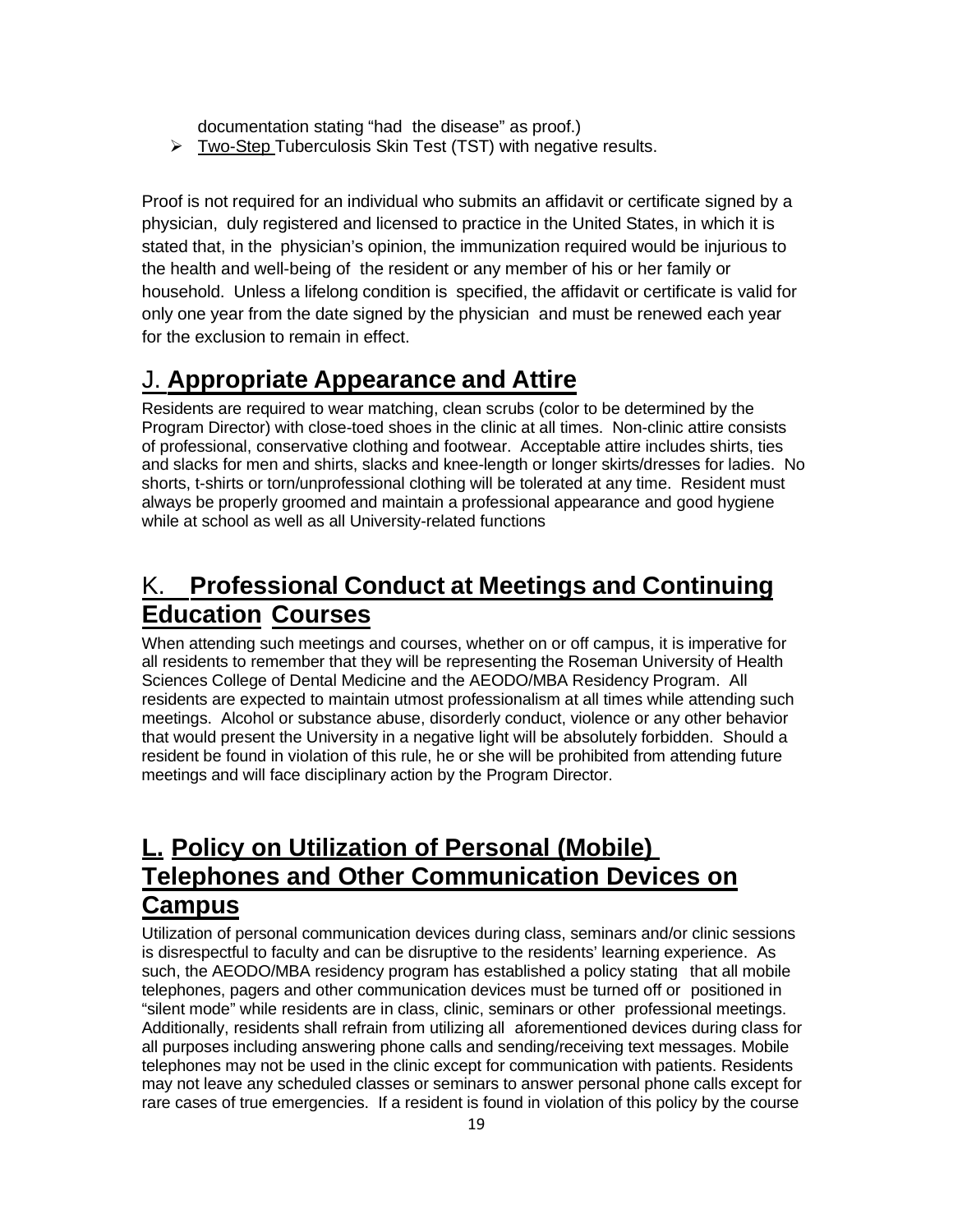documentation stating "had the disease" as proof.)

- Two-Step Tuberculosis Skin Test (TST) with negative results.

Proof is not required for an individual who submits an affidavit or certificate signed by a physician, duly registered and licensed to practice in the United States, in which it is stated that, in the physician's opinion, the immunization required would be injurious to the health and well-being of the resident or any member of his or her family or household. Unless a lifelong condition is specified, the affidavit or certificate is valid for only one year from the date signed by the physician and must be renewed each year for the exclusion to remain in effect.

## J. **Appropriate Appearance and Attire**

Residents are required to wear matching, clean scrubs (color to be determined by the Program Director) with close-toed shoes in the clinic at all times. Non-clinic attire consists of professional, conservative clothing and footwear. Acceptable attire includes shirts, ties and slacks for men and shirts, slacks and knee-length or longer skirts/dresses for ladies. No shorts, t-shirts or torn/unprofessional clothing will be tolerated at any time. Resident must always be properly groomed and maintain a professional appearance and good hygiene while at school as well as all University-related functions

## K. **Professional Conduct at Meetings and Continuing Education Courses**

When attending such meetings and courses, whether on or off campus, it is imperative for all residents to remember that they will be representing the Roseman University of Health Sciences College of Dental Medicine and the AEODO/MBA Residency Program. All residents are expected to maintain utmost professionalism at all times while attending such meetings. Alcohol or substance abuse, disorderly conduct, violence or any other behavior that would present the University in a negative light will be absolutely forbidden. Should a resident be found in violation of this rule, he or she will be prohibited from attending future meetings and will face disciplinary action by the Program Director.

## **L. Policy on Utilization of Personal (Mobile) Telephones and Other Communication Devices on Campus**

Utilization of personal communication devices during class, seminars and/or clinic sessions is disrespectful to faculty and can be disruptive to the residents' learning experience. As such, the AEODO/MBA residency program has established a policy stating that all mobile telephones, pagers and other communication devices must be turned off or positioned in "silent mode" while residents are in class, clinic, seminars or other professional meetings. Additionally, residents shall refrain from utilizing all aforementioned devices during class for all purposes including answering phone calls and sending/receiving text messages. Mobile telephones may not be used in the clinic except for communication with patients. Residents may not leave any scheduled classes or seminars to answer personal phone calls except for rare cases of true emergencies. If a resident is found in violation of this policy by the course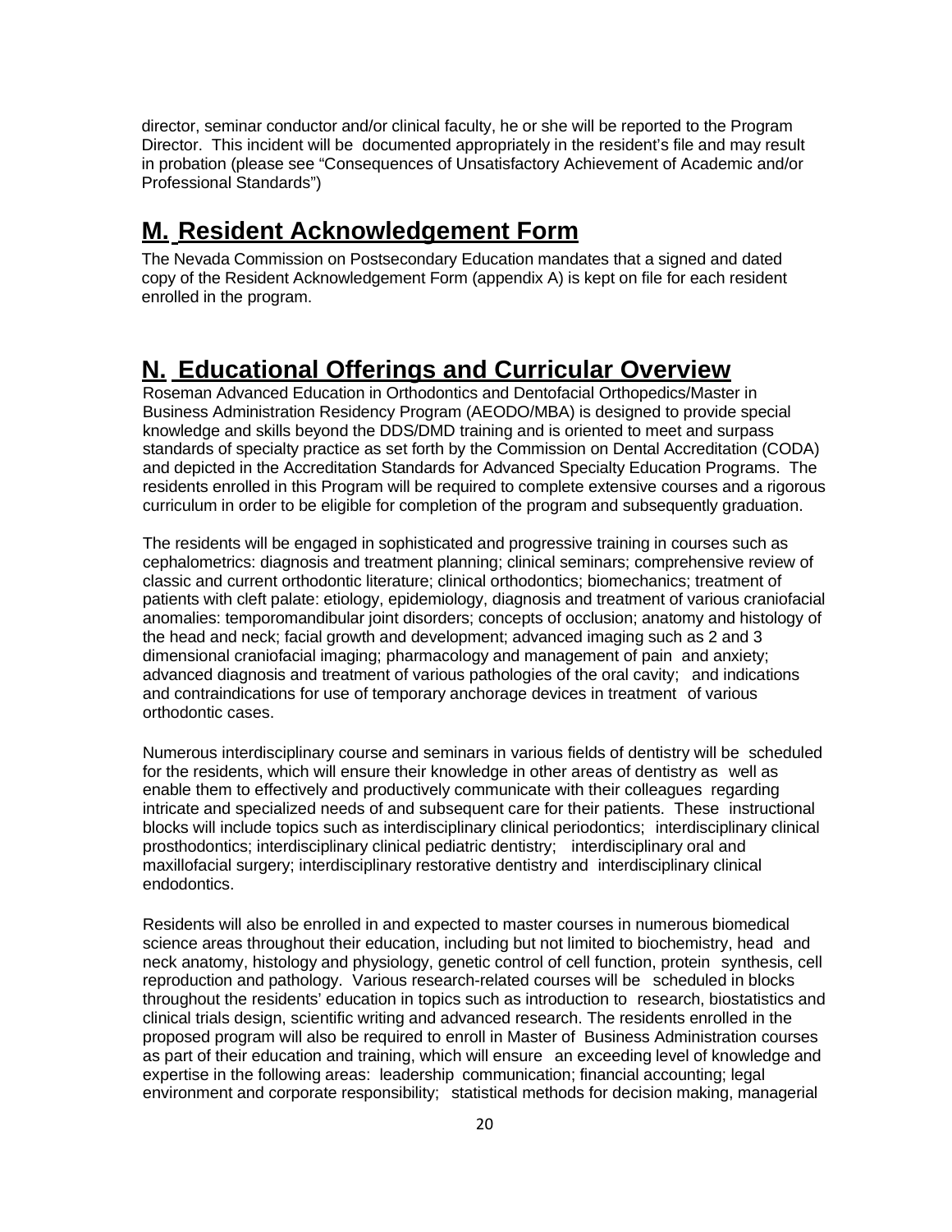director, seminar conductor and/or clinical faculty, he or she will be reported to the Program Director. This incident will be documented appropriately in the resident's file and may result in probation (please see "Consequences of Unsatisfactory Achievement of Academic and/or Professional Standards")

## M. Resident Acknowledgement Form

The Nevada Commission on Postsecondary Education mandates that a signed and dated copy of the Resident Acknowledgement Form (appendix A) is kept on file for each resident enrolled in the program.

## N. Educational Offerings and Curricular Overview

Roseman Advanced Education in Orthodontics and Dentofacial Orthopedics/Master in Business Administration Residency Program (AEODO/MBA) is designed to provide special knowledge and skills beyond the DDS/DMD training and is oriented to meet and surpass standards of specialty practice as set forth by the Commission on Dental Accreditation (CODA) and depicted in the Accreditation Standards for Advanced Specialty Education Programs. The residents enrolled in this Program will be required to complete extensive courses and a rigorous curriculum in order to be eligible for completion of the program and subsequently graduation.

The residents will be engaged in sophisticated and progressive training in courses such as cephalometrics: diagnosis and treatment planning; clinical seminars; comprehensive review of classic and current orthodontic literature; clinical orthodontics; biomechanics; treatment of patients with cleft palate: etiology, epidemiology, diagnosis and treatment of various craniofacial anomalies: temporomandibular joint disorders; concepts of occlusion; anatomy and histology of the head and neck; facial growth and development; advanced imaging such as 2 and 3 dimensional craniofacial imaging; pharmacology and management of pain and anxiety; advanced diagnosis and treatment of various pathologies of the oral cavity; and indications and contraindications for use of temporary anchorage devices in treatment of various orthodontic cases.

Numerous interdisciplinary course and seminars in various fields of dentistry will be scheduled for the residents, which will ensure their knowledge in other areas of dentistry as well as enable them to effectively and productively communicate with their colleagues regarding intricate and specialized needs of and subsequent care for their patients. These instructional blocks will include topics such as interdisciplinary clinical periodontics; interdisciplinary clinical prosthodontics; interdisciplinary clinical pediatric dentistry; interdisciplinary oral and maxillofacial surgery; interdisciplinary restorative dentistry and interdisciplinary clinical endodontics.

Residents will also be enrolled in and expected to master courses in numerous biomedical science areas throughout their education, including but not limited to biochemistry, head and neck anatomy, histology and physiology, genetic control of cell function, protein synthesis, cell reproduction and pathology. Various research-related courses will be scheduled in blocks throughout the residents' education in topics such as introduction to research, biostatistics and clinical trials design, scientific writing and advanced research. The residents enrolled in the proposed program will also be required to enroll in Master of Business Administration courses as part of their education and training, which will ensure an exceeding level of knowledge and expertise in the following areas: leadership communication; financial accounting; legal environment and corporate responsibility; statistical methods for decision making, managerial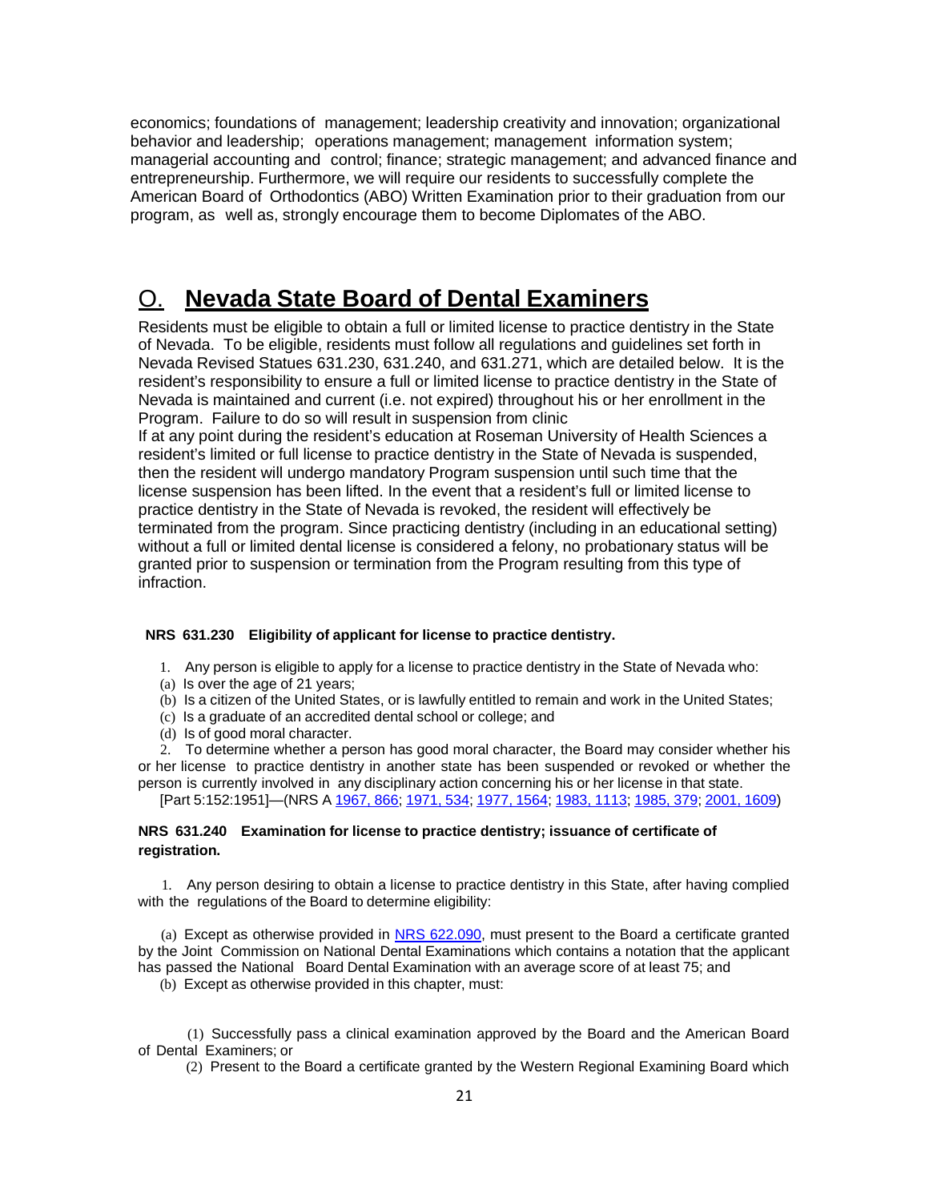economics; foundations of management; leadership creativity and innovation; organizational behavior and leadership; operations management; management information system; managerial accounting and control; finance; strategic management; and advanced finance and entrepreneurship. Furthermore, we will require our residents to successfully complete the American Board of Orthodontics (ABO) Written Examination prior to their graduation from our program, as well as, strongly encourage them to become Diplomates of the ABO.

## O. Nevada State Board of Dental Examiners

Residents must be eligible to obtain a full or limited license to practice dentistry in the State of Nevada. To be eligible, residents must follow all regulations and guidelines set forth in Nevada Revised Statues 631.230, 631.240, and 631.271, which are detailed below. It is the resident's responsibility to ensure a full or limited license to practice dentistry in the State of Nevada is maintained and current (i.e. not expired) throughout his or her enrollment in the Program. Failure to do so will result in suspension from clinic

If at any point during the resident's education at Roseman University of Health Sciences a resident's limited or full license to practice dentistry in the State of Nevada is suspended, then the resident will undergo mandatory Program suspension until such time that the license suspension has been lifted. In the event that a resident's full or limited license to practice dentistry in the State of Nevada is revoked, the resident will effectively be terminated from the program. Since practicing dentistry (including in an educational setting) without a full or limited dental license is considered a felony, no probationary status will be granted prior to suspension or termination from the Program resulting from this type of infraction.

**NRS 631.230 Eligibility of applicant for license to practice dentistry.**

1. Any person is eligible to apply for a license to practice dentistry in the State of Nevada who:

(a) Is over the age of 21 years;

(b) Is a citizen of the United States, or is lawfully entitled to remain and work in the United States;

(c) Is a graduate of an accredited dental school or college; and

(d) Is of good moral character.

2. To determine whether a person has good moral character, the Board may consider whether his or her license to practice dentistry in another state has been suspended or revoked or whether the person is currently involved in any disciplinary action concerning his or her license in that state.

[Part 5:152:1951]—(NRS A 1967, 866; 1971, 534; 1977, 1564; 1983, 1113; 1985, 379; 2001, 1609)

**NRS 631.240 Examination for license to practice dentistry; issuance of certificate of registration.**

1. Any person desiring to obtain a license to practice dentistry in this State, after having complied with the regulations of the Board to determine eligibility:

(a) Except as otherwise provided in NRS 622.090, must present to the Board a certificate granted by the Joint Commission on National Dental Examinations which contains a notation that the applicant has passed the National Board Dental Examination with an average score of at least 75; and

(b) Except as otherwise provided in this chapter, must:

(1) Successfully pass a clinical examination approved by the Board and the American Board of Dental Examiners; or

(2) Present to the Board a certificate granted by the Western Regional Examining Board which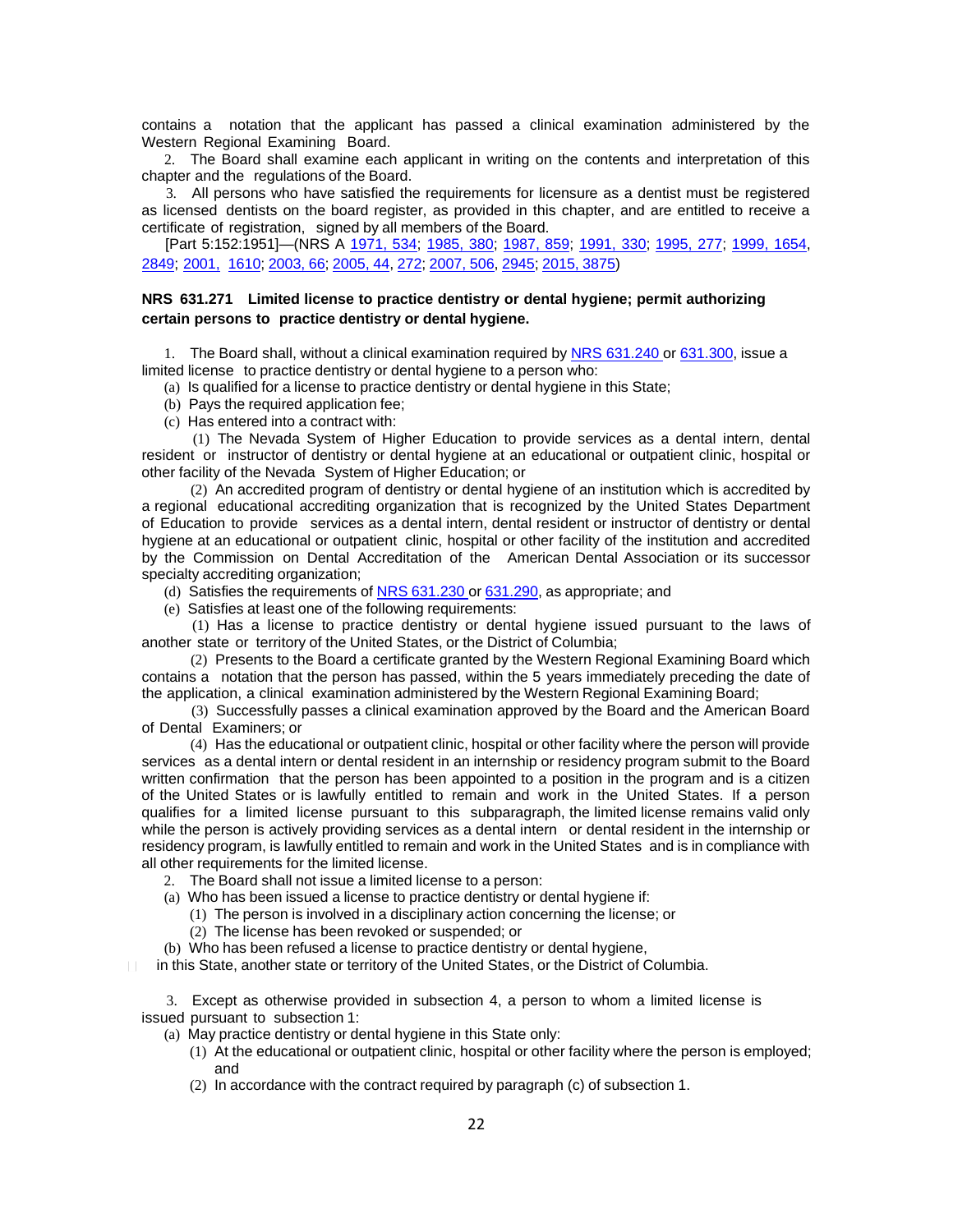contains a notation that the applicant has passed a clinical examination administered by the Western Regional Examining Board.

2. The Board shall examine each applicant in writing on the contents and interpretation of this chapter and the regulations of the Board.

3. All persons who have satisfied the requirements for licensure as a dentist must be registered as licensed dentists on the board register, as provided in this chapter, and are entitled to receive a certificate of registration, signed by all members of the Board.

[Part 5:152:1951]—(NRS A 1971, 534; 1985, 380; 1987, 859; 1991, 330; 1995, 277; 1999, 1654, 2849; 2001, 1610; 2003, 66; 2005, 44, 272; 2007, 506, 2945; 2015, 3875)

**NRS 631.271 Limited license to practice dentistry or dental hygiene; permit authorizing certain persons to practice dentistry or dental hygiene.**

1. The Board shall, without a clinical examination required by NRS 631.240 or 631.300, issue a limited license to practice dentistry or dental hygiene to a person who:

(a) Is qualified for a license to practice dentistry or dental hygiene in this State;

(b) Pays the required application fee;

(c) Has entered into a contract with:

(1) The Nevada System of Higher Education to provide services as a dental intern, dental resident or instructor of dentistry or dental hygiene at an educational or outpatient clinic, hospital or other facility of the Nevada System of Higher Education; or

(2) An accredited program of dentistry or dental hygiene of an institution which is accredited by a regional educational accrediting organization that is recognized by the United States Department of Education to provide services as a dental intern, dental resident or instructor of dentistry or dental hygiene at an educational or outpatient clinic, hospital or other facility of the institution and accredited by the Commission on Dental Accreditation of the American Dental Association or its successor specialty accrediting organization;

(d) Satisfies the requirements of NRS 631.230 or 631.290, as appropriate; and

(e) Satisfies at least one of the following requirements:

(1) Has a license to practice dentistry or dental hygiene issued pursuant to the laws of another state or territory of the United States, or the District of Columbia;

(2) Presents to the Board a certificate granted by the Western Regional Examining Board which contains a notation that the person has passed, within the 5 years immediately preceding the date of the application, a clinical examination administered by the Western Regional Examining Board;

(3) Successfully passes a clinical examination approved by the Board and the American Board of Dental Examiners; or

(4) Has the educational or outpatient clinic, hospital or other facility where the person will provide services as a dental intern or dental resident in an internship or residency program submit to the Board written confirmation that the person has been appointed to a position in the program and is a citizen of the United States or is lawfully entitled to remain and work in the United States. If a person qualifies for a limited license pursuant to this subparagraph, the limited license remains valid only while the person is actively providing services as a dental intern or dental resident in the internship or residency program, is lawfully entitled to remain and work in the United States and is in compliance with all other requirements for the limited license.

2. The Board shall not issue a limited license to a person:

(a) Who has been issued a license to practice dentistry or dental hygiene if:

(1) The person is involved in a disciplinary action concerning the license; or

(2) The license has been revoked or suspended; or

(b) Who has been refused a license to practice dentistry or dental hygiene,

in this State, another state or territory of the United States, or the District of Columbia.

3. Except as otherwise provided in subsection 4, a person to whom a limited license is issued pursuant to subsection 1:

(a) May practice dentistry or dental hygiene in this State only:

(1) At the educational or outpatient clinic, hospital or other facility where the person is employed; and

(2) In accordance with the contract required by paragraph (c) of subsection 1.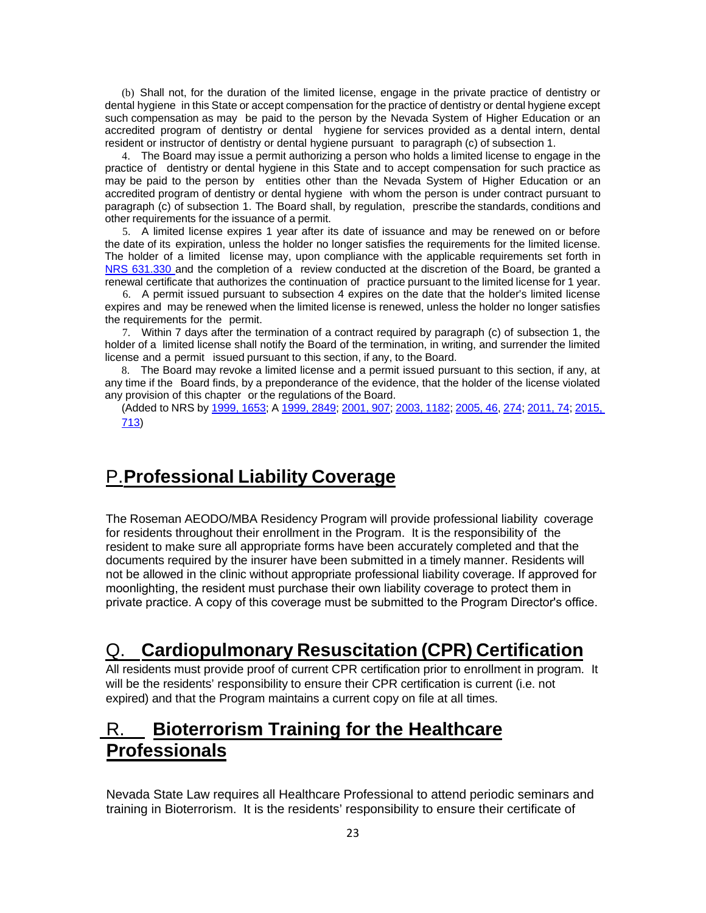(b) Shall not, for the duration of the limited license, engage in the private practice of dentistry or dental hygiene in this State or accept compensation for the practice of dentistry or dental hygiene except such compensation as may be paid to the person by the Nevada System of Higher Education or an accredited program of dentistry or dental hygiene for services provided as a dental intern, dental resident or instructor of dentistry or dental hygiene pursuant to paragraph (c) of subsection 1.

4. The Board may issue a permit authorizing a person who holds a limited license to engage in the practice of dentistry or dental hygiene in this State and to accept compensation for such practice as may be paid to the person by entities other than the Nevada System of Higher Education or an accredited program of dentistry or dental hygiene with whom the person is under contract pursuant to paragraph (c) of subsection 1. The Board shall, by regulation, prescribe the standards, conditions and other requirements for the issuance of a permit.

5. A limited license expires 1 year after its date of issuance and may be renewed on or before the date of its expiration, unless the holder no longer satisfies the requirements for the limited license. The holder of a limited license may, upon compliance with the applicable requirements set forth in NRS 631.330 and the completion of a review conducted at the discretion of the Board, be granted a renewal certificate that authorizes the continuation of practice pursuant to the limited license for 1 year.

6. A permit issued pursuant to subsection 4 expires on the date that the holder's limited license expires and may be renewed when the limited license is renewed, unless the holder no longer satisfies the requirements for the permit.

7. Within 7 days after the termination of a contract required by paragraph (c) of subsection 1, the holder of a limited license shall notify the Board of the termination, in writing, and surrender the limited license and a permit issued pursuant to this section, if any, to the Board.

8. The Board may revoke a limited license and a permit issued pursuant to this section, if any, at any time if the Board finds, by a preponderance of the evidence, that the holder of the license violated any provision of this chapter or the regulations of the Board.

(Added to NRS by 1999, 1653; A 1999, 2849; 2001, 907; 2003, 1182; 2005, 46, 274; 2011, 74; 2015, 713)

## P. Professional Liability Coverage

The Roseman AEODO/MBA Residency Program will provide professional liability coverage for residents throughout their enrollment in the Program. It is the responsibility of the resident to make sure all appropriate forms have been accurately completed and that the documents required by the insurer have been submitted in a timely manner. Residents will not be allowed in the clinic without appropriate professional liability coverage. If approved for moonlighting, the resident must purchase their own liability coverage to protect them in private practice. A copy of this coverage must be submitted to the Program Director's office.

## Q. Cardiopulmonary Resuscitation (CPR) Certification

All residents must provide proof of current CPR certification prior to enrollment in program. It will be the residents' responsibility to ensure their CPR certification is current (i.e. not expired) and that the Program maintains a current copy on file at all times.

## R. Bioterrorism Training for the Healthcare Professionals

Nevada State Law requires all Healthcare Professional to attend periodic seminars and training in Bioterrorism. It is the residents' responsibility to ensure their certificate of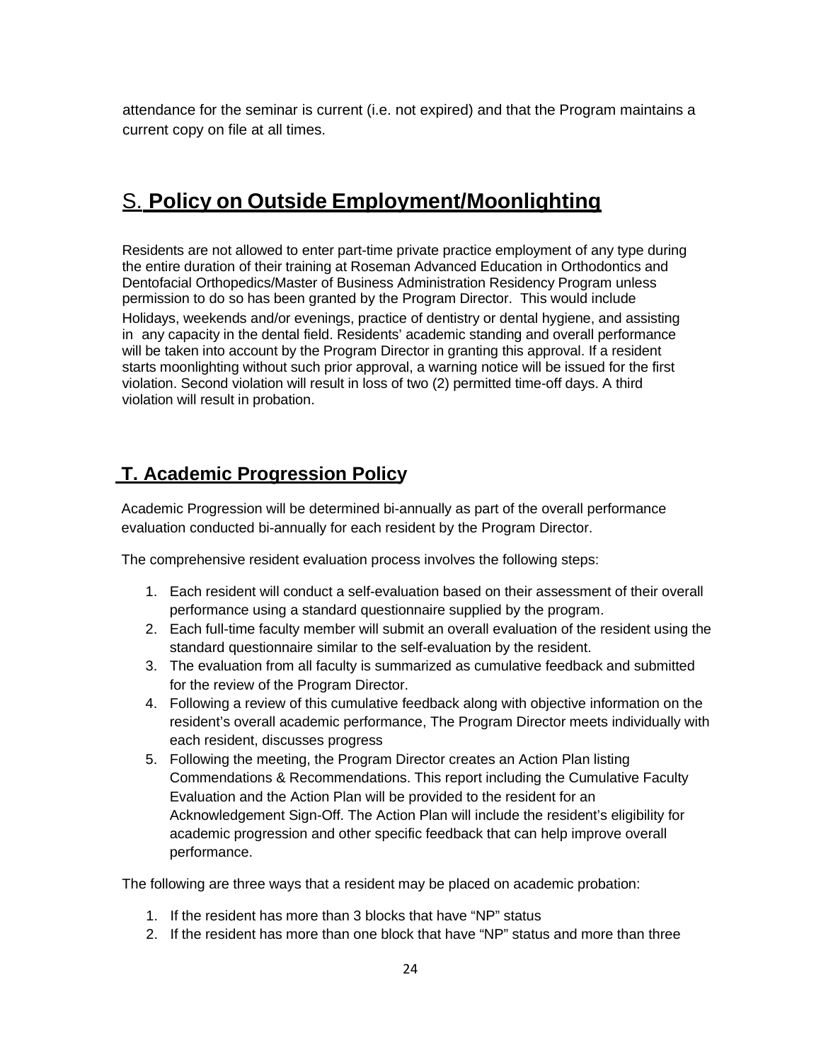attendance for the seminar is current (i.e. not expired) and that the Program maintains a current copy on file at all times.

## S. **Policy on Outside Employment/Moonlighting**

Residents are not allowed to enter part-time private practice employment of any type during the entire duration of their training at Roseman Advanced Education in Orthodontics and Dentofacial Orthopedics/Master of Business Administration Residency Program unless permission to do so has been granted by the Program Director. This would include Holidays, weekends and/or evenings, practice of dentistry or dental hygiene, and assisting in any capacity in the dental field. Residents' academic standing and overall performance will be taken into account by the Program Director in granting this approval. If a resident starts moonlighting without such prior approval, a warning notice will be issued for the first violation. Second violation will result in loss of two (2) permitted time-off days. A third violation will result in probation.

## **T. Academic Progression Policy**

Academic Progression will be determined bi-annually as part of the overall performance evaluation conducted bi-annually for each resident by the Program Director.

The comprehensive resident evaluation process involves the following steps:

1. Each resident will conduct a self-evaluation based on their assessment of their overall performance using a standard questionnaire supplied by the program.
2. Each full-time faculty member will submit an overall evaluation of the resident using the standard questionnaire similar to the self-evaluation by the resident.
3. The evaluation from all faculty is summarized as cumulative feedback and submitted for the review of the Program Director.
4. Following a review of this cumulative feedback along with objective information on the resident's overall academic performance, The Program Director meets individually with each resident, discusses progress
5. Following the meeting, the Program Director creates an Action Plan listing Commendations & Recommendations. This report including the Cumulative Faculty Evaluation and the Action Plan will be provided to the resident for an Acknowledgement Sign-Off. The Action Plan will include the resident's eligibility for academic progression and other specific feedback that can help improve overall performance.

The following are three ways that a resident may be placed on academic probation:

1. If the resident has more than 3 blocks that have "NP" status
2. If the resident has more than one block that have "NP" status and more than three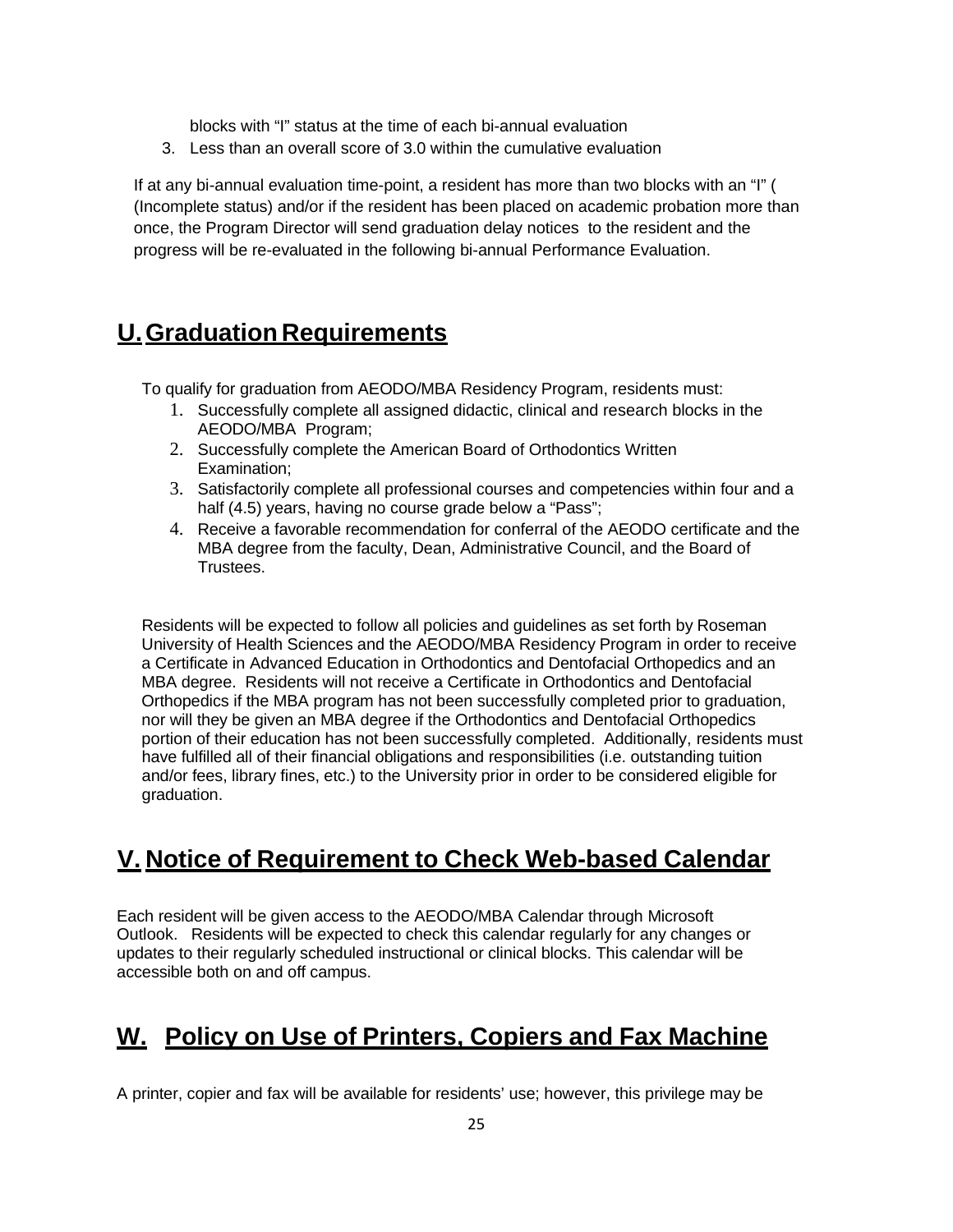blocks with “I” status at the time of each bi-annual evaluation

3. Less than an overall score of 3.0 within the cumulative evaluation

If at any bi-annual evaluation time-point, a resident has more than two blocks with an “I” ( (Incomplete status) and/or if the resident has been placed on academic probation more than once, the Program Director will send graduation delay notices to the resident and the progress will be re-evaluated in the following bi-annual Performance Evaluation.

## U. Graduation Requirements

To qualify for graduation from AEODO/MBA Residency Program, residents must:

1. Successfully complete all assigned didactic, clinical and research blocks in the AEODO/MBA Program;
2. Successfully complete the American Board of Orthodontics Written Examination;
3. Satisfactorily complete all professional courses and competencies within four and a half (4.5) years, having no course grade below a “Pass”;
4. Receive a favorable recommendation for conferral of the AEODO certificate and the MBA degree from the faculty, Dean, Administrative Council, and the Board of Trustees.

Residents will be expected to follow all policies and guidelines as set forth by Roseman University of Health Sciences and the AEODO/MBA Residency Program in order to receive a Certificate in Advanced Education in Orthodontics and Dentofacial Orthopedics and an MBA degree. Residents will not receive a Certificate in Orthodontics and Dentofacial Orthopedics if the MBA program has not been successfully completed prior to graduation, nor will they be given an MBA degree if the Orthodontics and Dentofacial Orthopedics portion of their education has not been successfully completed. Additionally, residents must have fulfilled all of their financial obligations and responsibilities (i.e. outstanding tuition and/or fees, library fines, etc.) to the University prior in order to be considered eligible for graduation.

## V. Notice of Requirement to Check Web-based Calendar

Each resident will be given access to the AEODO/MBA Calendar through Microsoft Outlook. Residents will be expected to check this calendar regularly for any changes or updates to their regularly scheduled instructional or clinical blocks. This calendar will be accessible both on and off campus.

## W. Policy on Use of Printers, Copiers and Fax Machine

A printer, copier and fax will be available for residents’ use; however, this privilege may be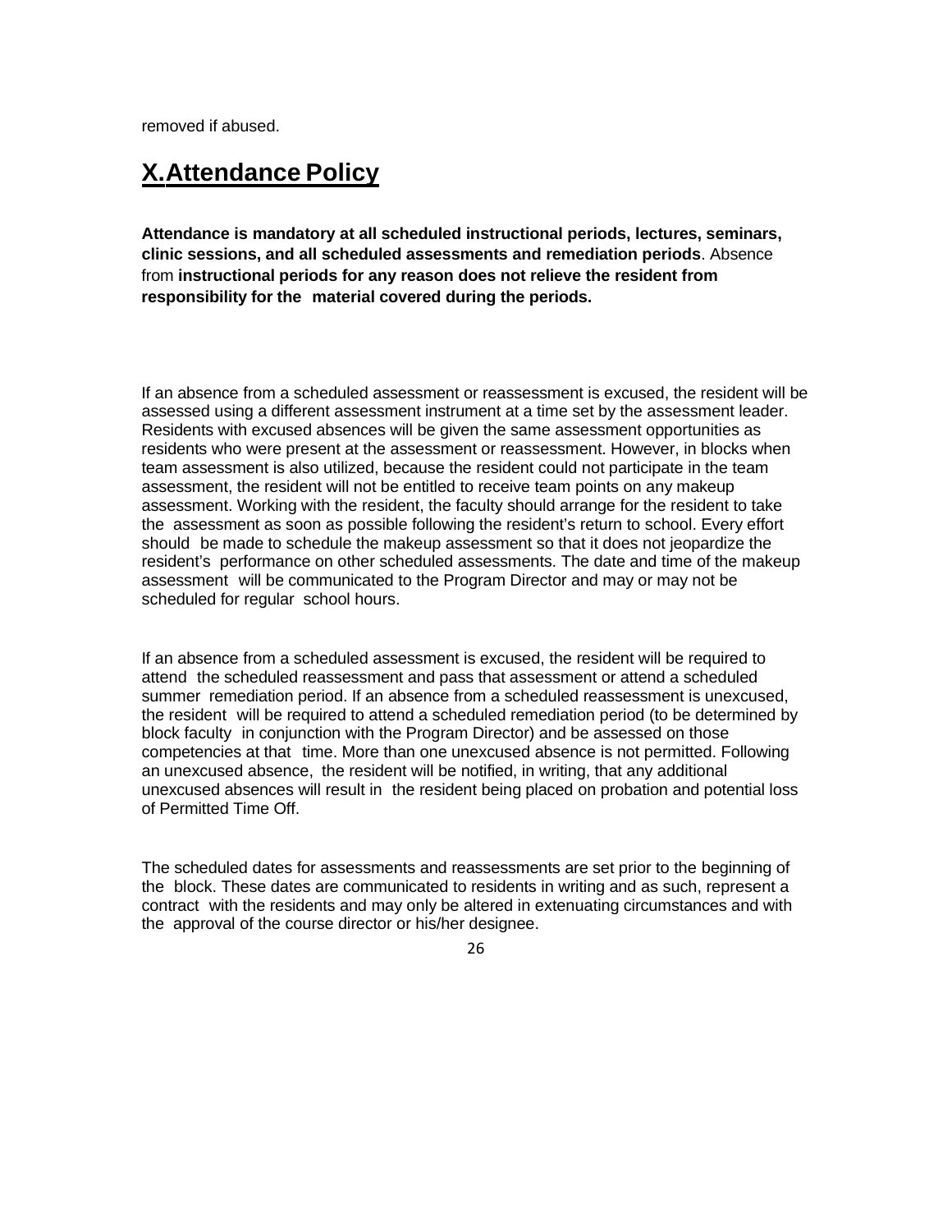removed if abused.

## X. Attendance Policy

**Attendance is mandatory at all scheduled instructional periods, lectures, seminars, clinic sessions, and all scheduled assessments and remediation periods**. Absence from **instructional periods for any reason does not relieve the resident from responsibility for the material covered during the periods.**

If an absence from a scheduled assessment or reassessment is excused, the resident will be assessed using a different assessment instrument at a time set by the assessment leader. Residents with excused absences will be given the same assessment opportunities as residents who were present at the assessment or reassessment. However, in blocks when team assessment is also utilized, because the resident could not participate in the team assessment, the resident will not be entitled to receive team points on any makeup assessment. Working with the resident, the faculty should arrange for the resident to take the assessment as soon as possible following the resident's return to school. Every effort should be made to schedule the makeup assessment so that it does not jeopardize the resident's performance on other scheduled assessments. The date and time of the makeup assessment will be communicated to the Program Director and may or may not be scheduled for regular school hours.

If an absence from a scheduled assessment is excused, the resident will be required to attend the scheduled reassessment and pass that assessment or attend a scheduled summer remediation period. If an absence from a scheduled reassessment is unexcused, the resident will be required to attend a scheduled remediation period (to be determined by block faculty in conjunction with the Program Director) and be assessed on those competencies at that time. More than one unexcused absence is not permitted. Following an unexcused absence, the resident will be notified, in writing, that any additional unexcused absences will result in the resident being placed on probation and potential loss of Permitted Time Off.

The scheduled dates for assessments and reassessments are set prior to the beginning of the block. These dates are communicated to residents in writing and as such, represent a contract with the residents and may only be altered in extenuating circumstances and with the approval of the course director or his/her designee.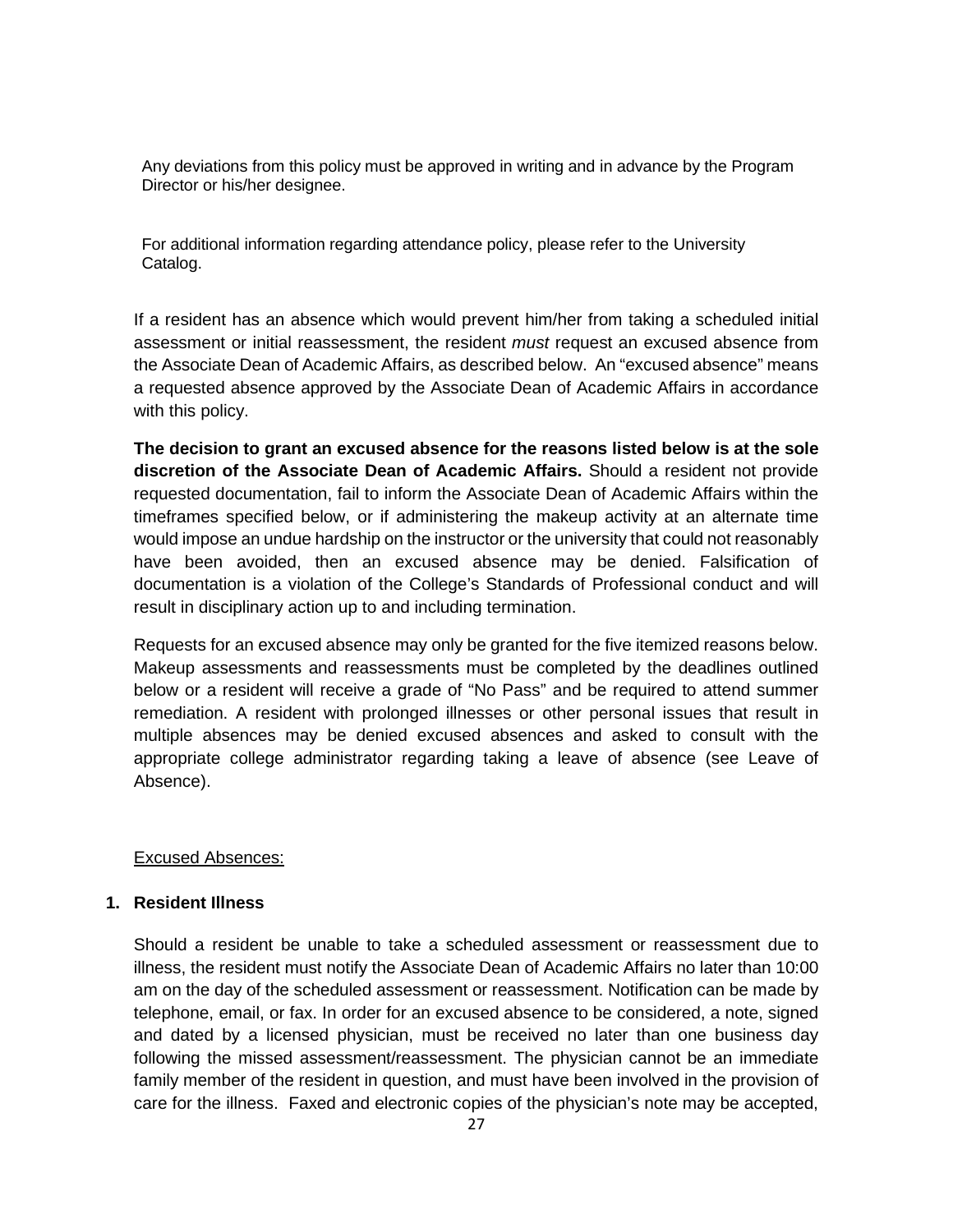Any deviations from this policy must be approved in writing and in advance by the Program Director or his/her designee.

For additional information regarding attendance policy, please refer to the University Catalog.

If a resident has an absence which would prevent him/her from taking a scheduled initial assessment or initial reassessment, the resident *must* request an excused absence from the Associate Dean of Academic Affairs, as described below. An "excused absence" means a requested absence approved by the Associate Dean of Academic Affairs in accordance with this policy.

**The decision to grant an excused absence for the reasons listed below is at the sole discretion of the Associate Dean of Academic Affairs.** Should a resident not provide requested documentation, fail to inform the Associate Dean of Academic Affairs within the timeframes specified below, or if administering the makeup activity at an alternate time would impose an undue hardship on the instructor or the university that could not reasonably have been avoided, then an excused absence may be denied. Falsification of documentation is a violation of the College's Standards of Professional conduct and will result in disciplinary action up to and including termination.

Requests for an excused absence may only be granted for the five itemized reasons below. Makeup assessments and reassessments must be completed by the deadlines outlined below or a resident will receive a grade of "No Pass" and be required to attend summer remediation. A resident with prolonged illnesses or other personal issues that result in multiple absences may be denied excused absences and asked to consult with the appropriate college administrator regarding taking a leave of absence (see Leave of Absence).

<u>Excused Absences:</u>

1. **Resident Illness**

   Should a resident be unable to take a scheduled assessment or reassessment due to illness, the resident must notify the Associate Dean of Academic Affairs no later than 10:00 am on the day of the scheduled assessment or reassessment. Notification can be made by telephone, email, or fax. In order for an excused absence to be considered, a note, signed and dated by a licensed physician, must be received no later than one business day following the missed assessment/reassessment. The physician cannot be an immediate family member of the resident in question, and must have been involved in the provision of care for the illness. Faxed and electronic copies of the physician's note may be accepted,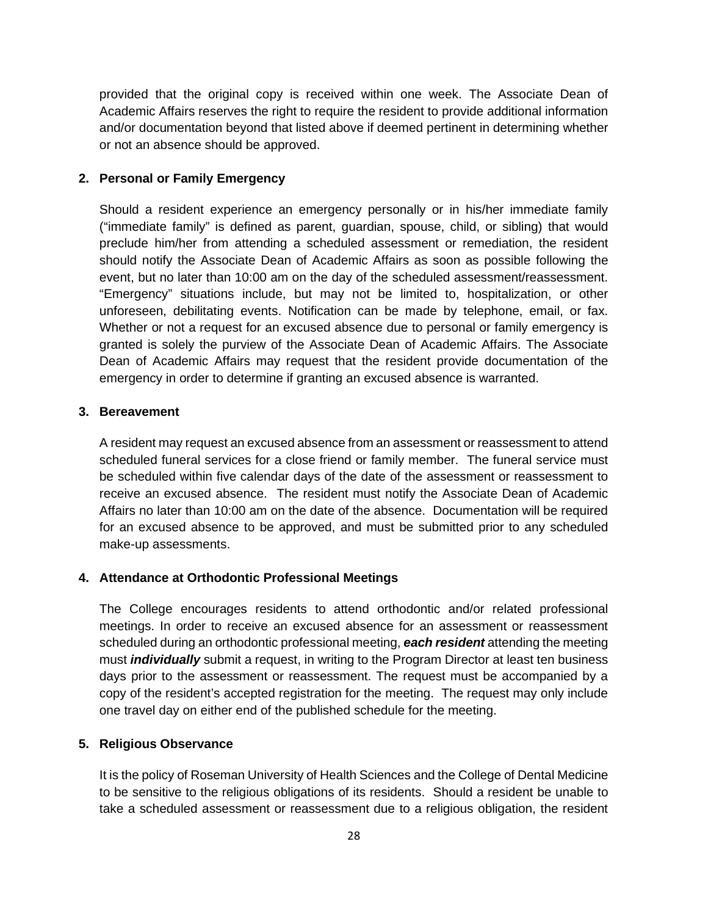provided that the original copy is received within one week. The Associate Dean of Academic Affairs reserves the right to require the resident to provide additional information and/or documentation beyond that listed above if deemed pertinent in determining whether or not an absence should be approved.

**2. Personal or Family Emergency**

Should a resident experience an emergency personally or in his/her immediate family ("immediate family" is defined as parent, guardian, spouse, child, or sibling) that would preclude him/her from attending a scheduled assessment or remediation, the resident should notify the Associate Dean of Academic Affairs as soon as possible following the event, but no later than 10:00 am on the day of the scheduled assessment/reassessment. "Emergency" situations include, but may not be limited to, hospitalization, or other unforeseen, debilitating events. Notification can be made by telephone, email, or fax. Whether or not a request for an excused absence due to personal or family emergency is granted is solely the purview of the Associate Dean of Academic Affairs. The Associate Dean of Academic Affairs may request that the resident provide documentation of the emergency in order to determine if granting an excused absence is warranted.

**3. Bereavement**

A resident may request an excused absence from an assessment or reassessment to attend scheduled funeral services for a close friend or family member. The funeral service must be scheduled within five calendar days of the date of the assessment or reassessment to receive an excused absence. The resident must notify the Associate Dean of Academic Affairs no later than 10:00 am on the date of the absence. Documentation will be required for an excused absence to be approved, and must be submitted prior to any scheduled make-up assessments.

**4. Attendance at Orthodontic Professional Meetings**

The College encourages residents to attend orthodontic and/or related professional meetings. In order to receive an excused absence for an assessment or reassessment scheduled during an orthodontic professional meeting, ***each resident*** attending the meeting must ***individually*** submit a request, in writing to the Program Director at least ten business days prior to the assessment or reassessment. The request must be accompanied by a copy of the resident's accepted registration for the meeting. The request may only include one travel day on either end of the published schedule for the meeting.

**5. Religious Observance**

It is the policy of Roseman University of Health Sciences and the College of Dental Medicine to be sensitive to the religious obligations of its residents. Should a resident be unable to take a scheduled assessment or reassessment due to a religious obligation, the resident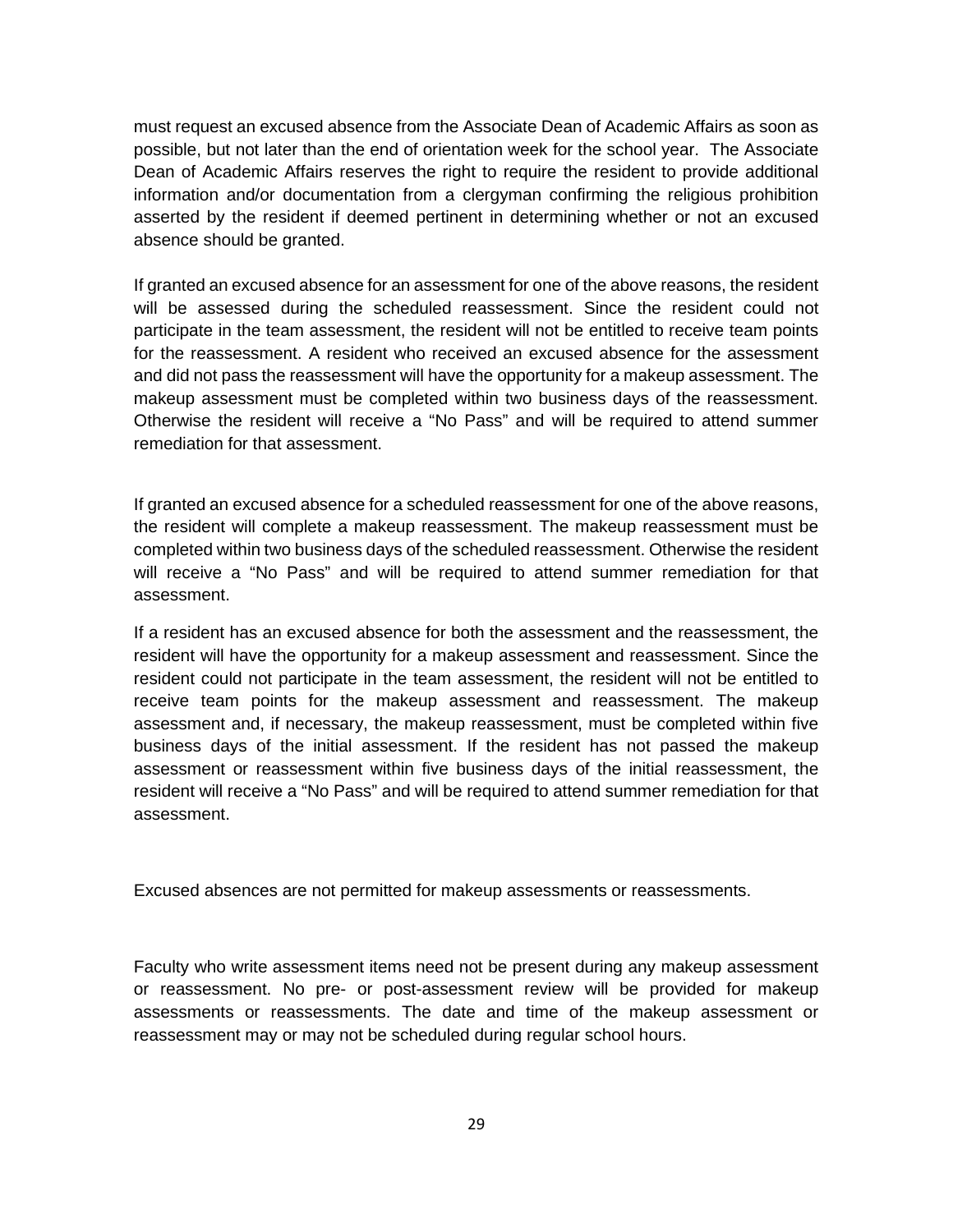must request an excused absence from the Associate Dean of Academic Affairs as soon as possible, but not later than the end of orientation week for the school year. The Associate Dean of Academic Affairs reserves the right to require the resident to provide additional information and/or documentation from a clergyman confirming the religious prohibition asserted by the resident if deemed pertinent in determining whether or not an excused absence should be granted.

If granted an excused absence for an assessment for one of the above reasons, the resident will be assessed during the scheduled reassessment. Since the resident could not participate in the team assessment, the resident will not be entitled to receive team points for the reassessment. A resident who received an excused absence for the assessment and did not pass the reassessment will have the opportunity for a makeup assessment. The makeup assessment must be completed within two business days of the reassessment. Otherwise the resident will receive a "No Pass" and will be required to attend summer remediation for that assessment.

If granted an excused absence for a scheduled reassessment for one of the above reasons, the resident will complete a makeup reassessment. The makeup reassessment must be completed within two business days of the scheduled reassessment. Otherwise the resident will receive a "No Pass" and will be required to attend summer remediation for that assessment.

If a resident has an excused absence for both the assessment and the reassessment, the resident will have the opportunity for a makeup assessment and reassessment. Since the resident could not participate in the team assessment, the resident will not be entitled to receive team points for the makeup assessment and reassessment. The makeup assessment and, if necessary, the makeup reassessment, must be completed within five business days of the initial assessment. If the resident has not passed the makeup assessment or reassessment within five business days of the initial reassessment, the resident will receive a "No Pass" and will be required to attend summer remediation for that assessment.

Excused absences are not permitted for makeup assessments or reassessments.

Faculty who write assessment items need not be present during any makeup assessment or reassessment. No pre- or post-assessment review will be provided for makeup assessments or reassessments. The date and time of the makeup assessment or reassessment may or may not be scheduled during regular school hours.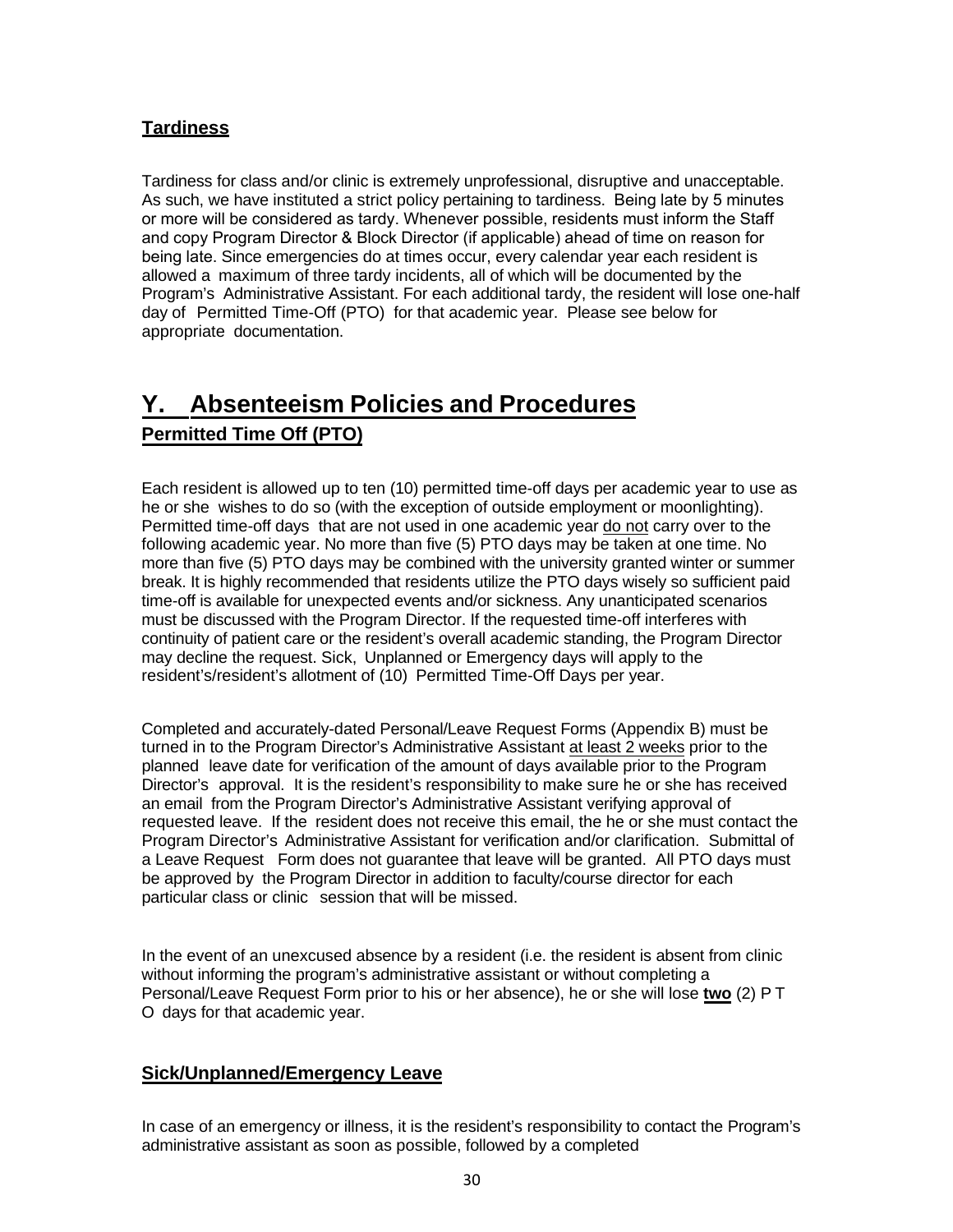### Tardiness

Tardiness for class and/or clinic is extremely unprofessional, disruptive and unacceptable. As such, we have instituted a strict policy pertaining to tardiness. Being late by 5 minutes or more will be considered as tardy. Whenever possible, residents must inform the Staff and copy Program Director & Block Director (if applicable) ahead of time on reason for being late. Since emergencies do at times occur, every calendar year each resident is allowed a maximum of three tardy incidents, all of which will be documented by the Program's Administrative Assistant. For each additional tardy, the resident will lose one-half day of Permitted Time-Off (PTO) for that academic year. Please see below for appropriate documentation.

## Y. Absenteeism Policies and Procedures

### Permitted Time Off (PTO)

Each resident is allowed up to ten (10) permitted time-off days per academic year to use as he or she wishes to do so (with the exception of outside employment or moonlighting). Permitted time-off days that are not used in one academic year do not carry over to the following academic year. No more than five (5) PTO days may be taken at one time. No more than five (5) PTO days may be combined with the university granted winter or summer break. It is highly recommended that residents utilize the PTO days wisely so sufficient paid time-off is available for unexpected events and/or sickness. Any unanticipated scenarios must be discussed with the Program Director. If the requested time-off interferes with continuity of patient care or the resident's overall academic standing, the Program Director may decline the request. Sick, Unplanned or Emergency days will apply to the resident's/resident's allotment of (10) Permitted Time-Off Days per year.

Completed and accurately-dated Personal/Leave Request Forms (Appendix B) must be turned in to the Program Director's Administrative Assistant at least 2 weeks prior to the planned leave date for verification of the amount of days available prior to the Program Director's approval. It is the resident's responsibility to make sure he or she has received an email from the Program Director's Administrative Assistant verifying approval of requested leave. If the resident does not receive this email, the he or she must contact the Program Director's Administrative Assistant for verification and/or clarification. Submittal of a Leave Request Form does not guarantee that leave will be granted. All PTO days must be approved by the Program Director in addition to faculty/course director for each particular class or clinic session that will be missed.

In the event of an unexcused absence by a resident (i.e. the resident is absent from clinic without informing the program's administrative assistant or without completing a Personal/Leave Request Form prior to his or her absence), he or she will lose **two** (2) P T O days for that academic year.

### Sick/Unplanned/Emergency Leave

In case of an emergency or illness, it is the resident's responsibility to contact the Program's administrative assistant as soon as possible, followed by a completed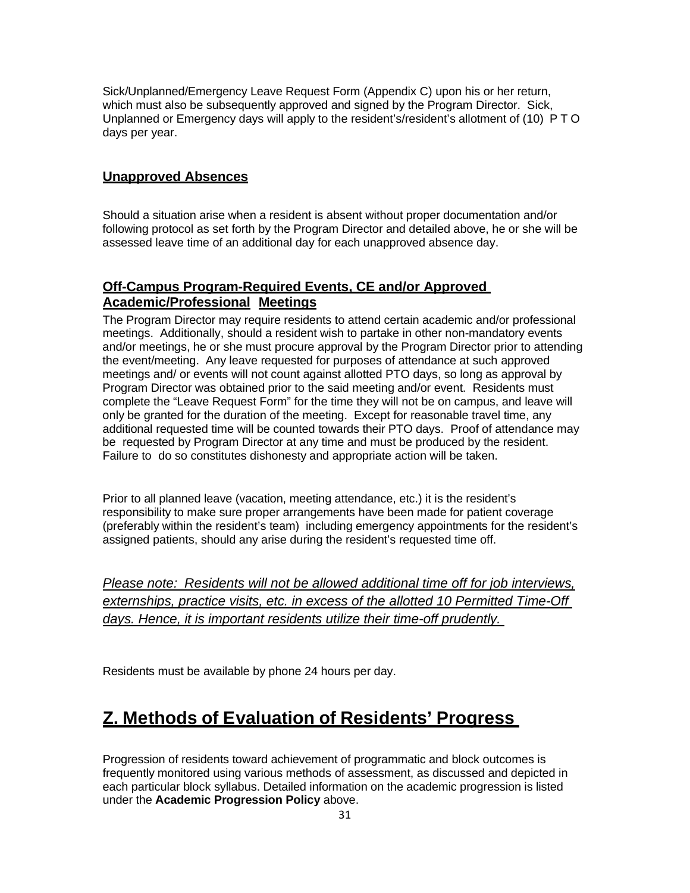Sick/Unplanned/Emergency Leave Request Form (Appendix C) upon his or her return, which must also be subsequently approved and signed by the Program Director. Sick, Unplanned or Emergency days will apply to the resident's/resident's allotment of (10) P T O days per year.

### **Unapproved Absences**

Should a situation arise when a resident is absent without proper documentation and/or following protocol as set forth by the Program Director and detailed above, he or she will be assessed leave time of an additional day for each unapproved absence day.

### **Off-Campus Program-Required Events, CE and/or Approved Academic/Professional Meetings**

The Program Director may require residents to attend certain academic and/or professional meetings. Additionally, should a resident wish to partake in other non-mandatory events and/or meetings, he or she must procure approval by the Program Director prior to attending the event/meeting. Any leave requested for purposes of attendance at such approved meetings and/ or events will not count against allotted PTO days, so long as approval by Program Director was obtained prior to the said meeting and/or event. Residents must complete the "Leave Request Form" for the time they will not be on campus, and leave will only be granted for the duration of the meeting. Except for reasonable travel time, any additional requested time will be counted towards their PTO days. Proof of attendance may be requested by Program Director at any time and must be produced by the resident. Failure to do so constitutes dishonesty and appropriate action will be taken.

Prior to all planned leave (vacation, meeting attendance, etc.) it is the resident's responsibility to make sure proper arrangements have been made for patient coverage (preferably within the resident's team) including emergency appointments for the resident's assigned patients, should any arise during the resident's requested time off.

*Please note: Residents will not be allowed additional time off for job interviews, externships, practice visits, etc. in excess of the allotted 10 Permitted Time-Off days. Hence, it is important residents utilize their time-off prudently.*

Residents must be available by phone 24 hours per day.

## **Z. Methods of Evaluation of Residents' Progress**

Progression of residents toward achievement of programmatic and block outcomes is frequently monitored using various methods of assessment, as discussed and depicted in each particular block syllabus. Detailed information on the academic progression is listed under the **Academic Progression Policy** above.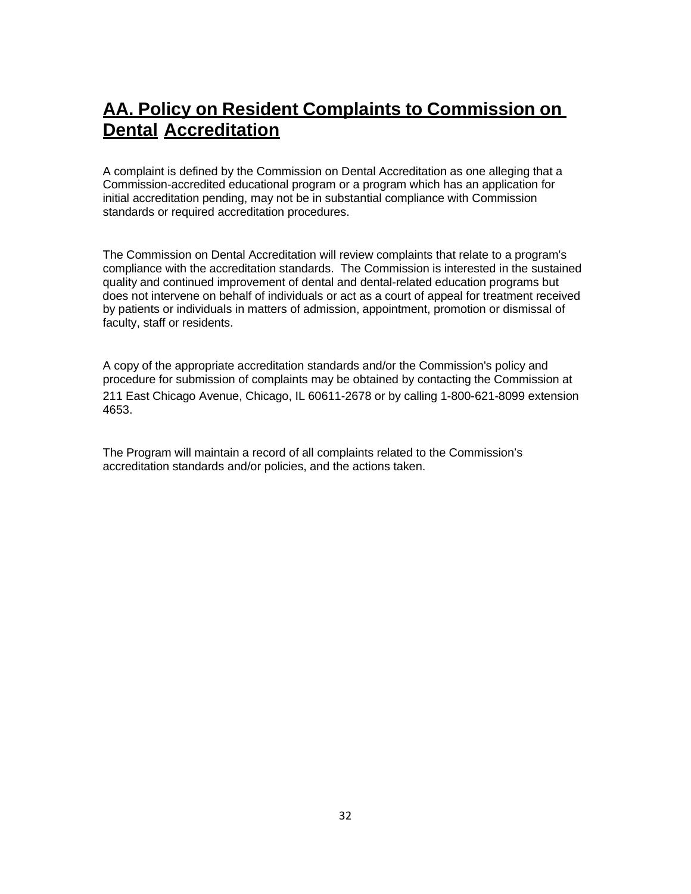## AA. Policy on Resident Complaints to Commission on Dental Accreditation

A complaint is defined by the Commission on Dental Accreditation as one alleging that a Commission-accredited educational program or a program which has an application for initial accreditation pending, may not be in substantial compliance with Commission standards or required accreditation procedures.

The Commission on Dental Accreditation will review complaints that relate to a program's compliance with the accreditation standards. The Commission is interested in the sustained quality and continued improvement of dental and dental-related education programs but does not intervene on behalf of individuals or act as a court of appeal for treatment received by patients or individuals in matters of admission, appointment, promotion or dismissal of faculty, staff or residents.

A copy of the appropriate accreditation standards and/or the Commission's policy and procedure for submission of complaints may be obtained by contacting the Commission at 211 East Chicago Avenue, Chicago, IL 60611-2678 or by calling 1-800-621-8099 extension 4653.

The Program will maintain a record of all complaints related to the Commission's accreditation standards and/or policies, and the actions taken.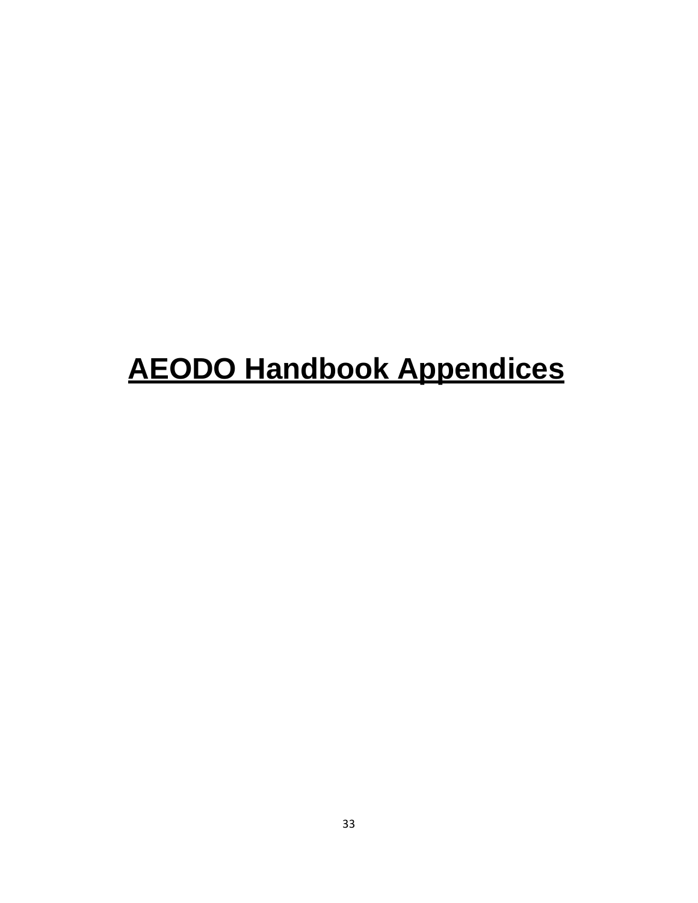# AEODO Handbook Appendices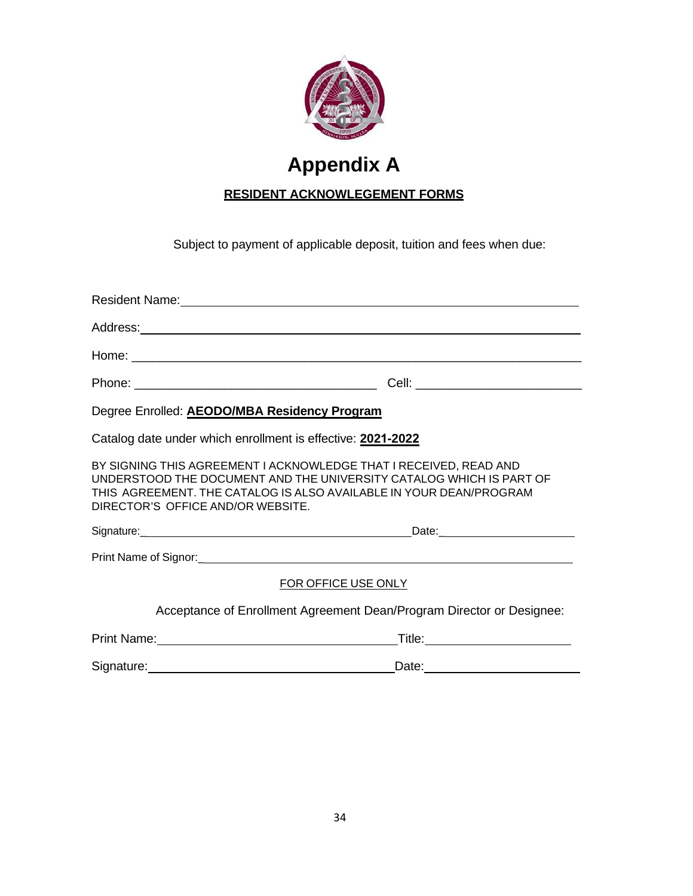# Appendix A

**RESIDENT ACKNOWLEGEMENT FORMS**

Subject to payment of applicable deposit, tuition and fees when due:

Resident Name: ______________________________________________

Address: ______________________________________________

Home: ______________________________________________

Phone: ______________________________ Cell: ______________________

Degree Enrolled: **AEODO/MBA Residency Program**

Catalog date under which enrollment is effective: **2021-2022**

BY SIGNING THIS AGREEMENT I ACKNOWLEDGE THAT I RECEIVED, READ AND UNDERSTOOD THE DOCUMENT AND THE UNIVERSITY CATALOG WHICH IS PART OF THIS AGREEMENT. THE CATALOG IS ALSO AVAILABLE IN YOUR DEAN/PROGRAM DIRECTOR'S OFFICE AND/OR WEBSITE.

Signature: ______________________________ Date: ______________________

Print Name of Signor: ______________________________________________

FOR OFFICE USE ONLY

Acceptance of Enrollment Agreement Dean/Program Director or Designee:

Print Name: ______________________________ Title: ______________________

Signature: ______________________________ Date: ______________________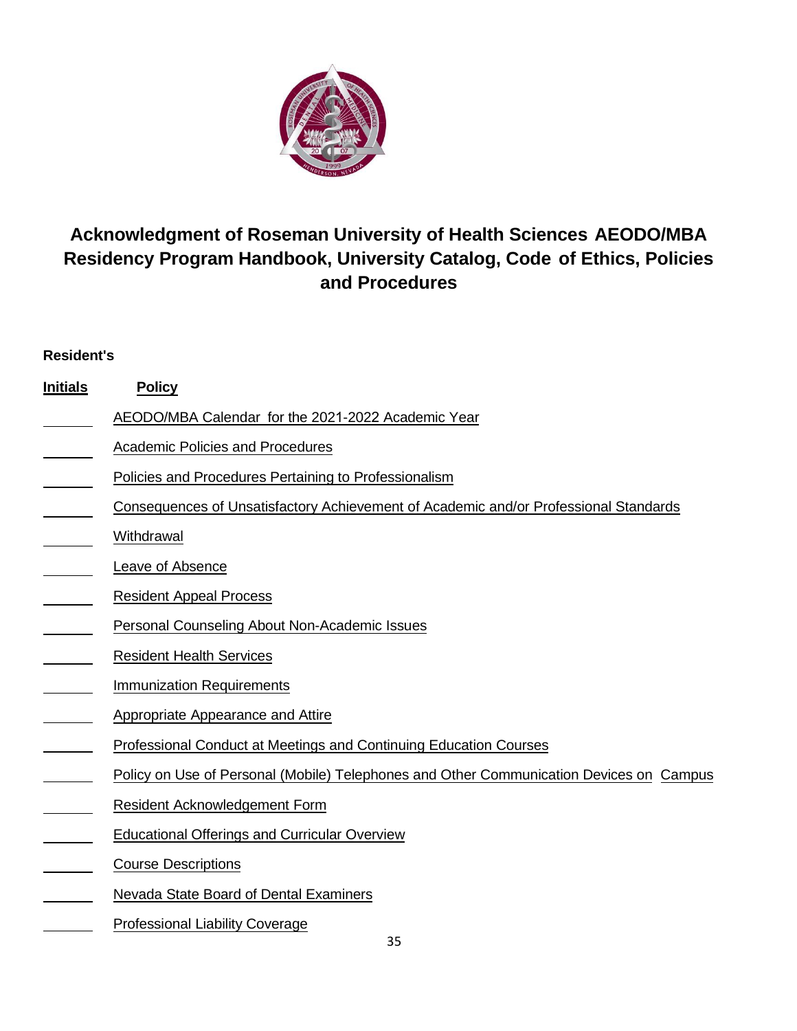# Acknowledgment of Roseman University of Health Sciences AEODO/MBA Residency Program Handbook, University Catalog, Code of Ethics, Policies and Procedures

| **Resident's Initials** | **Policy** |
|---|---|
| ______ | AEODO/MBA Calendar for the 2021-2022 Academic Year |
| ______ | Academic Policies and Procedures |
| ______ | Policies and Procedures Pertaining to Professionalism |
| ______ | Consequences of Unsatisfactory Achievement of Academic and/or Professional Standards |
| ______ | Withdrawal |
| ______ | Leave of Absence |
| ______ | Resident Appeal Process |
| ______ | Personal Counseling About Non-Academic Issues |
| ______ | Resident Health Services |
| ______ | Immunization Requirements |
| ______ | Appropriate Appearance and Attire |
| ______ | Professional Conduct at Meetings and Continuing Education Courses |
| ______ | Policy on Use of Personal (Mobile) Telephones and Other Communication Devices on Campus |
| ______ | Resident Acknowledgement Form |
| ______ | Educational Offerings and Curricular Overview |
| ______ | Course Descriptions |
| ______ | Nevada State Board of Dental Examiners |
| ______ | Professional Liability Coverage |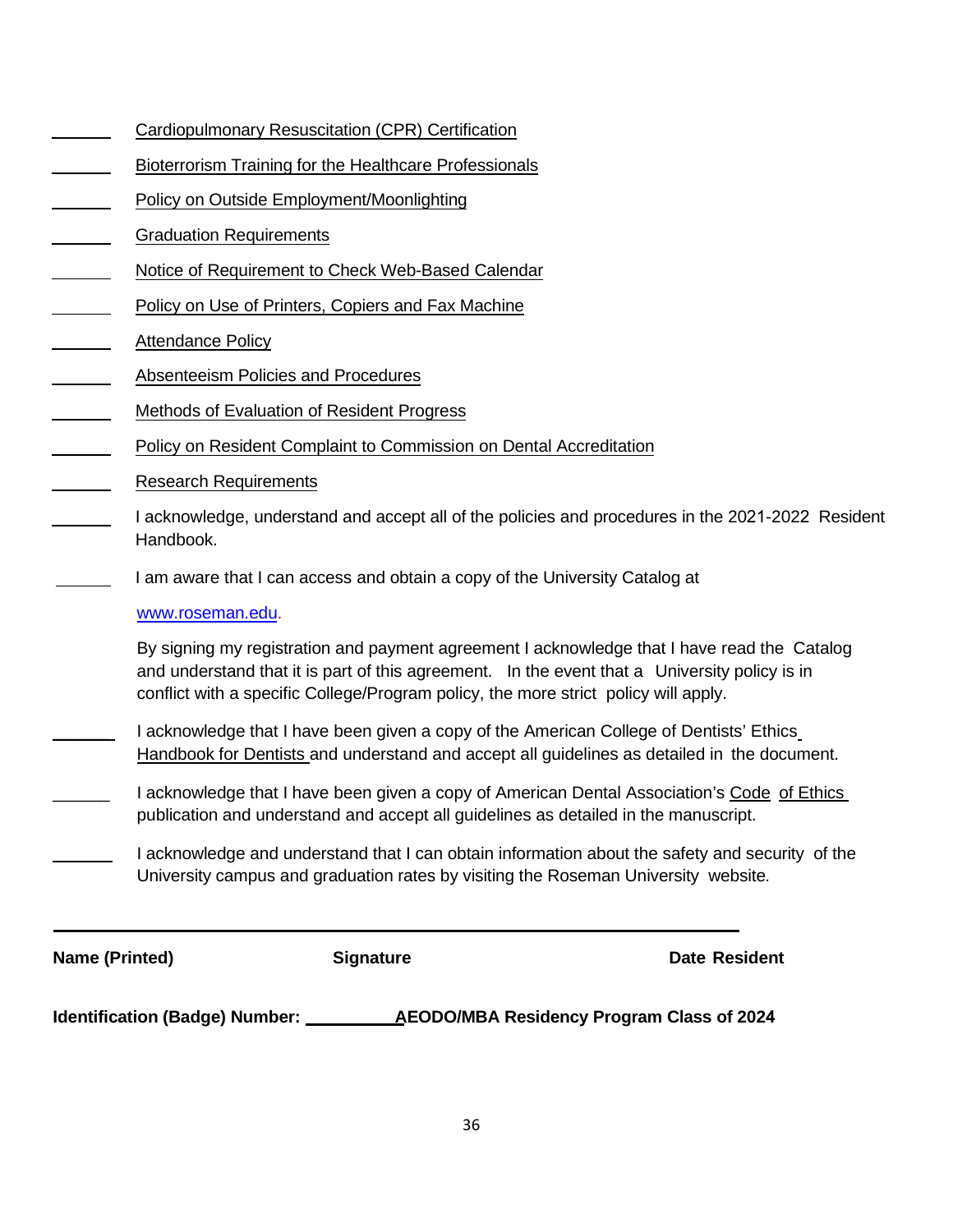_______ Cardiopulmonary Resuscitation (CPR) Certification

_______ Bioterrorism Training for the Healthcare Professionals

_______ Policy on Outside Employment/Moonlighting

_______ Graduation Requirements

_______ Notice of Requirement to Check Web-Based Calendar

_______ Policy on Use of Printers, Copiers and Fax Machine

_______ Attendance Policy

_______ Absenteeism Policies and Procedures

_______ Methods of Evaluation of Resident Progress

_______ Policy on Resident Complaint to Commission on Dental Accreditation

_______ Research Requirements

_______ I acknowledge, understand and accept all of the policies and procedures in the 2021-2022 Resident Handbook.

_______ I am aware that I can access and obtain a copy of the University Catalog at www.roseman.edu.

By signing my registration and payment agreement I acknowledge that I have read the Catalog and understand that it is part of this agreement. In the event that a University policy is in conflict with a specific College/Program policy, the more strict policy will apply.

_______ I acknowledge that I have been given a copy of the American College of Dentists' Ethics Handbook for Dentists and understand and accept all guidelines as detailed in the document.

_______ I acknowledge that I have been given a copy of American Dental Association's Code of Ethics publication and understand and accept all guidelines as detailed in the manuscript.

_______ I acknowledge and understand that I can obtain information about the safety and security of the University campus and graduation rates by visiting the Roseman University website.

___________________________________________________________________

**Name (Printed)** **Signature** **Date Resident**

**Identification (Badge) Number: __________ AEODO/MBA Residency Program Class of 2024**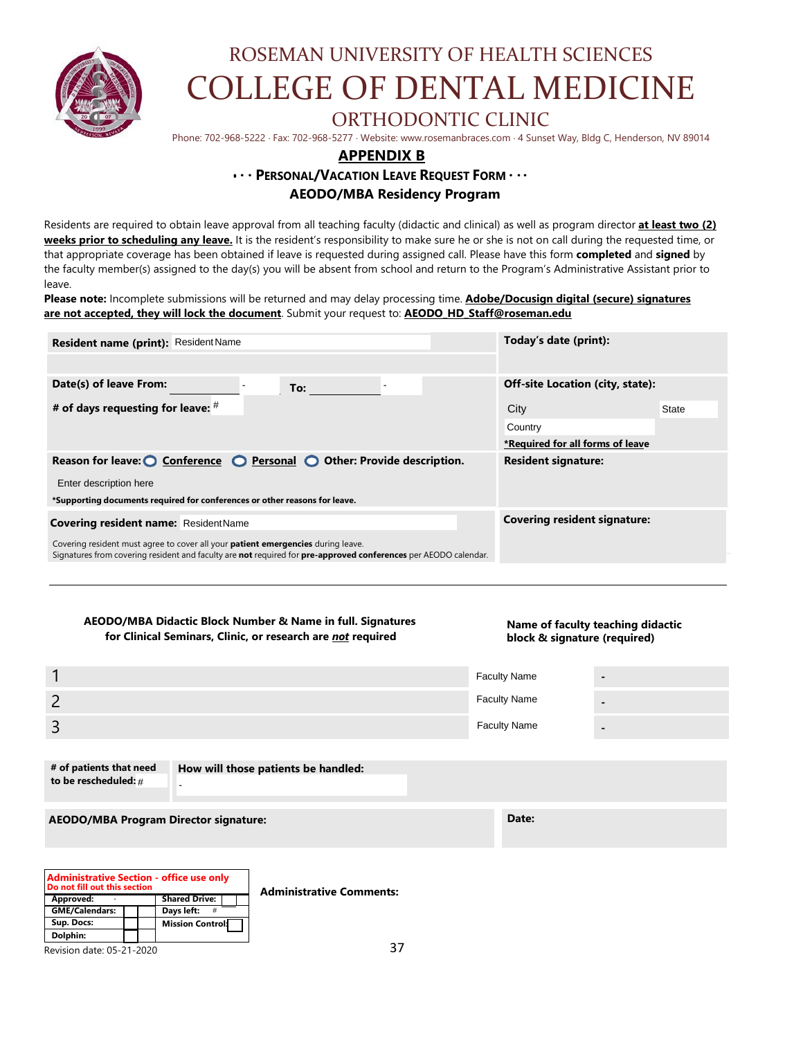# ROSEMAN UNIVERSITY OF HEALTH SCIENCES
# COLLEGE OF DENTAL MEDICINE
## ORTHODONTIC CLINIC

Phone: 702-968-5222 · Fax: 702-968-5277 · Website: www.rosemanbraces.com · 4 Sunset Way, Bldg C, Henderson, NV 89014

## APPENDIX B

### • · · PERSONAL/VACATION LEAVE REQUEST FORM · · ·

### AEODO/MBA Residency Program

Residents are required to obtain leave approval from all teaching faculty (didactic and clinical) as well as program director **at least two (2) weeks prior to scheduling any leave.** It is the resident's responsibility to make sure he or she is not on call during the requested time, or that appropriate coverage has been obtained if leave is requested during assigned call. Please have this form **completed** and **signed** by the faculty member(s) assigned to the day(s) you will be absent from school and return to the Program's Administrative Assistant prior to leave.

**Please note:** Incomplete submissions will be returned and may delay processing time. **Adobe/Docusign digital (secure) signatures are not accepted, they will lock the document**. Submit your request to: **AEODO_HD_Staff@roseman.edu**

| | |
|---|---|
| **Resident name (print):** Resident Name | **Today's date (print):** |
| **Date(s) of leave From:** - **To:** - <br> **# of days requesting for leave:** # | **Off-site Location (city, state):** <br> City State <br> Country <br> ***Required for all forms of leave** |
| **Reason for leave:** ○ **Conference** ○ **Personal** ○ **Other: Provide description.** <br> Enter description here <br> ***Supporting documents required for conferences or other reasons for leave.** | **Resident signature:** |
| **Covering resident name:** Resident Name <br> Covering resident must agree to cover all your **patient emergencies** during leave. <br> Signatures from covering resident and faculty are **not** required for **pre-approved conferences** per AEODO calendar. | **Covering resident signature:** |

| AEODO/MBA Didactic Block Number & Name in full. Signatures for Clinical Seminars, Clinic, or research are ***not*** required | Name of faculty teaching didactic block & signature (required) | |
|---|---|---|
| 1 | Faculty Name | - |
| 2 | Faculty Name | - |
| 3 | Faculty Name | - |

| **# of patients that need to be rescheduled:** # | **How will those patients be handled:** - |
|---|---|

| **AEODO/MBA Program Director signature:** | **Date:** |
|---|---|

| **Administrative Section - office use only** <br> **Do not fill out this section** | | |
|---|---|---|
| **Approved:** - | | **Shared Drive:** |
| **GME/Calendars:** | | **Days left:** # |
| **Sup. Docs:** | | **Mission Control:** |
| **Dolphin:** | | |

**Administrative Comments:**

Revision date: 05-21-2020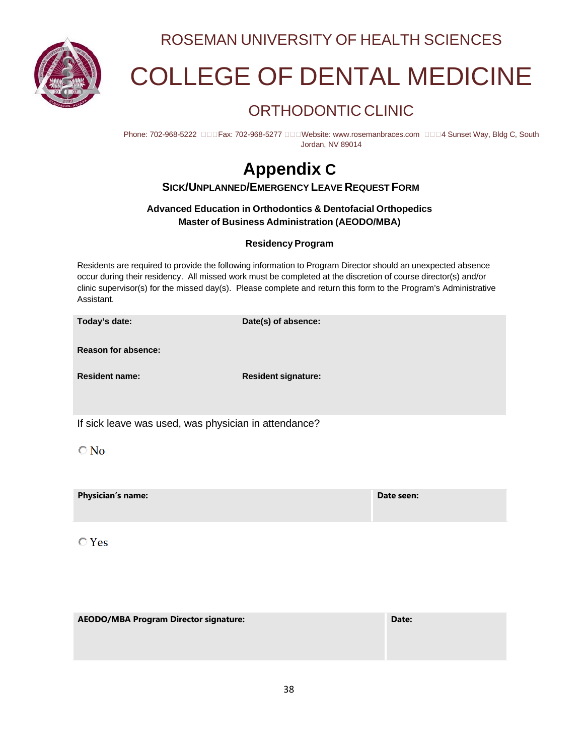ROSEMAN UNIVERSITY OF HEALTH SCIENCES

# COLLEGE OF DENTAL MEDICINE

## ORTHODONTIC CLINIC

Phone: 702-968-5222 Fax: 702-968-5277 Website: www.rosemanbraces.com 4 Sunset Way, Bldg C, South Jordan, NV 89014

# Appendix C

### SICK/UNPLANNED/EMERGENCY LEAVE REQUEST FORM

**Advanced Education in Orthodontics & Dentofacial Orthopedics**
**Master of Business Administration (AEODO/MBA)**

**Residency Program**

Residents are required to provide the following information to Program Director should an unexpected absence occur during their residency. All missed work must be completed at the discretion of course director(s) and/or clinic supervisor(s) for the missed day(s). Please complete and return this form to the Program's Administrative Assistant.

| **Today's date:** | **Date(s) of absence:** |
|---|---|
| **Reason for absence:** | |
| **Resident name:** | **Resident signature:** |

If sick leave was used, was physician in attendance?

○ No

| **Physician's name:** | **Date seen:** |
|---|---|
| | |

○ Yes

| **AEODO/MBA Program Director signature:** | **Date:** |
|---|---|
| | |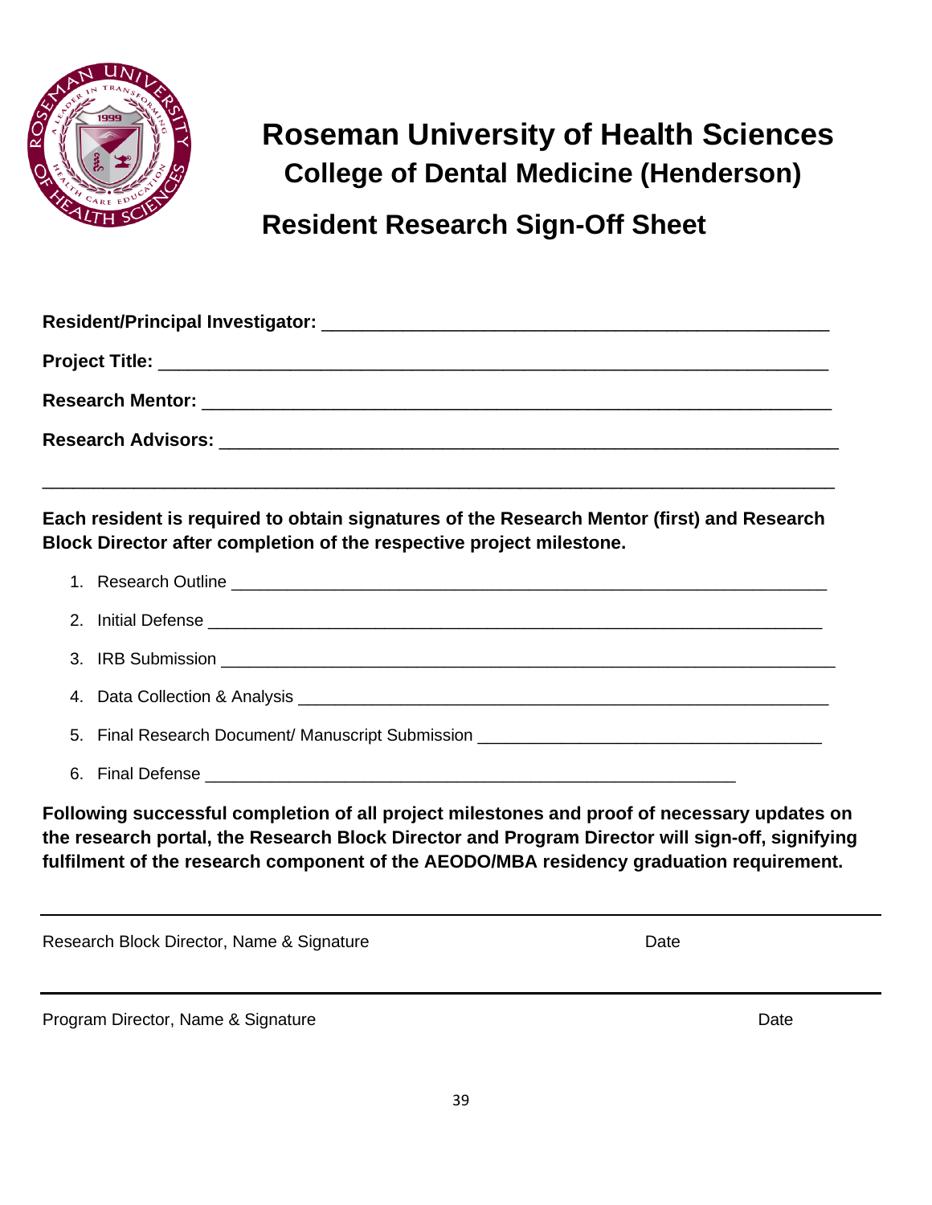# Roseman University of Health Sciences

## College of Dental Medicine (Henderson)

## Resident Research Sign-Off Sheet

**Resident/Principal Investigator:** ________________________________________________

**Project Title:** __________________________________________________________

**Research Mentor:** ________________________________________________________

**Research Advisors:** ______________________________________________________

___________________________________________________________________________

**Each resident is required to obtain signatures of the Research Mentor (first) and Research Block Director after completion of the respective project milestone.**

1. Research Outline ________________________________________________________
2. Initial Defense _________________________________________________________
3. IRB Submission _________________________________________________________
4. Data Collection & Analysis ________________________________________________
5. Final Research Document/ Manuscript Submission ___________________________
6. Final Defense ________________________________________________

**Following successful completion of all project milestones and proof of necessary updates on the research portal, the Research Block Director and Program Director will sign-off, signifying fulfilment of the research component of the AEODO/MBA residency graduation requirement.**

___________________________________________________________________________

Research Block Director, Name & Signature Date

___________________________________________________________________________

Program Director, Name & Signature Date